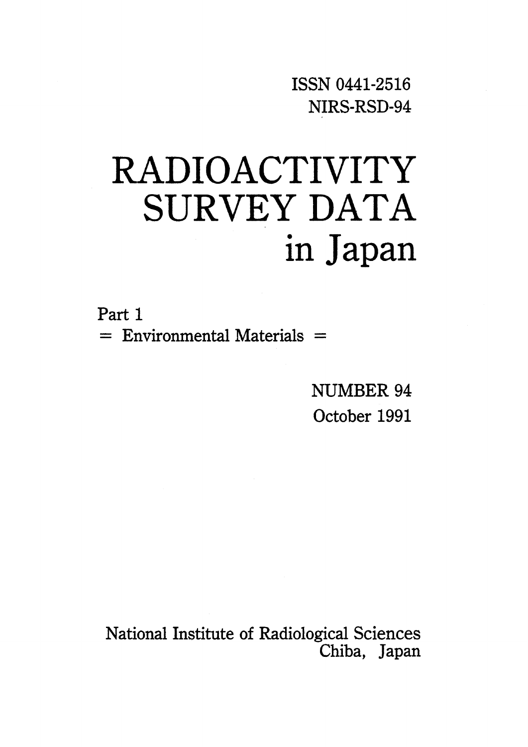ISSN 0441-2516
NIRS-RSD-94

# RADIOACTIVITY SURVEY DATA in Japan

Part 1
= Environmental Materials =

NUMBER 94
October 1991

National Institute of Radiological Sciences
Chiba, Japan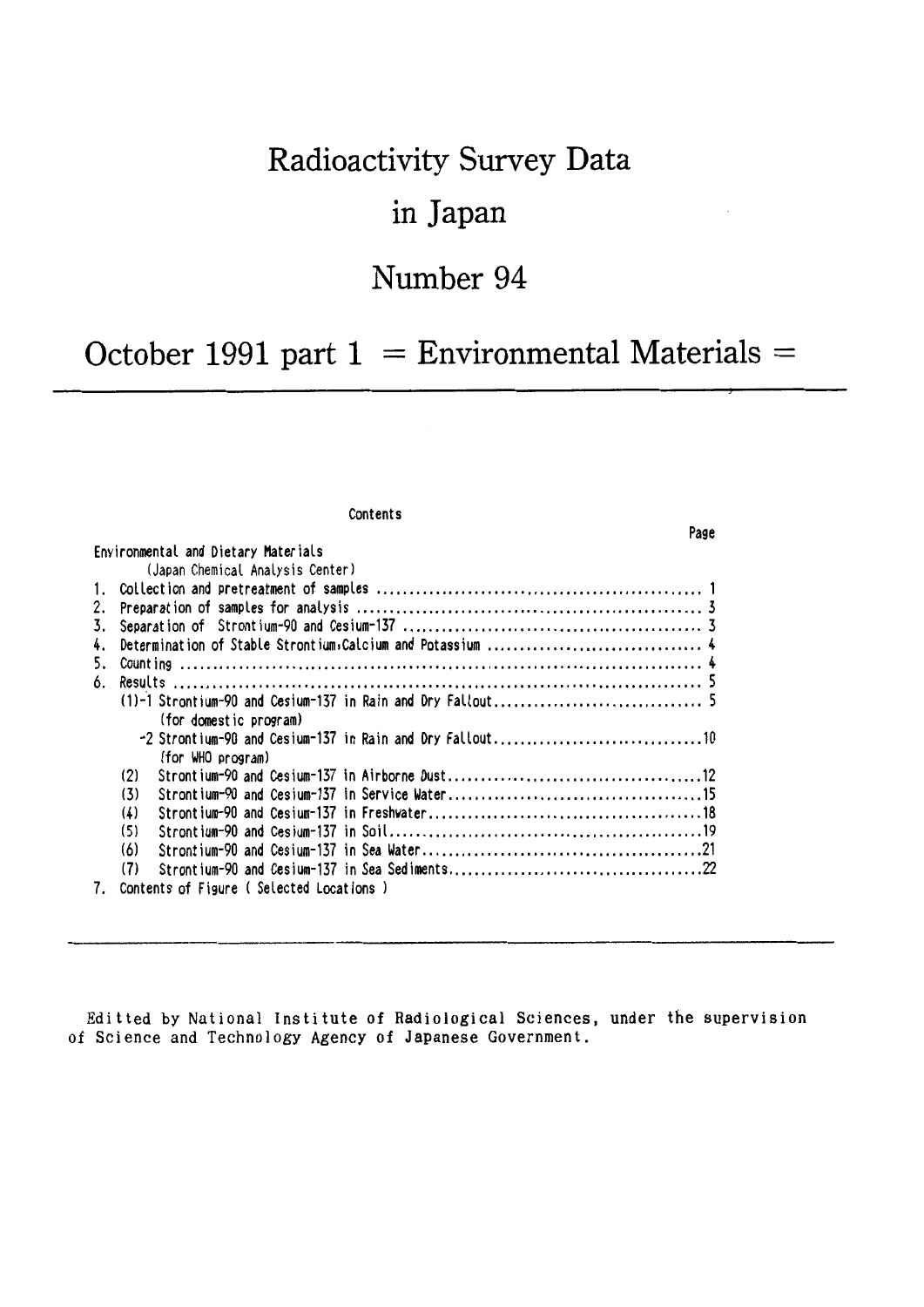# Radioactivity Survey Data in Japan

## Number 94

## October 1991 part 1 = Environmental Materials =

Contents

| | Page |
|---|---|
| Environmental and Dietary Materials (Japan Chemical Analysis Center) | |
| 1. Collection and pretreatment of samples | 1 |
| 2. Preparation of samples for analysis | 3 |
| 3. Separation of Strontium-90 and Cesium-137 | 3 |
| 4. Determination of Stable Strontium, Calcium and Potassium | 4 |
| 5. Counting | 4 |
| 6. Results | 5 |
| (1)-1 Strontium-90 and Cesium-137 in Rain and Dry Fallout (for domestic program) | 5 |
| -2 Strontium-90 and Cesium-137 in Rain and Dry Fallout (for WHO program) | 10 |
| (2) Strontium-90 and Cesium-137 in Airborne Dust | 12 |
| (3) Strontium-90 and Cesium-137 in Service Water | 15 |
| (4) Strontium-90 and Cesium-137 in Freshwater | 18 |
| (5) Strontium-90 and Cesium-137 in Soil | 19 |
| (6) Strontium-90 and Cesium-137 in Sea Water | 21 |
| (7) Strontium-90 and Cesium-137 in Sea Sediments | 22 |
| 7. Contents of Figure ( Selected Locations ) | |

Editted by National Institute of Radiological Sciences, under the supervision of Science and Technology Agency of Japanese Government.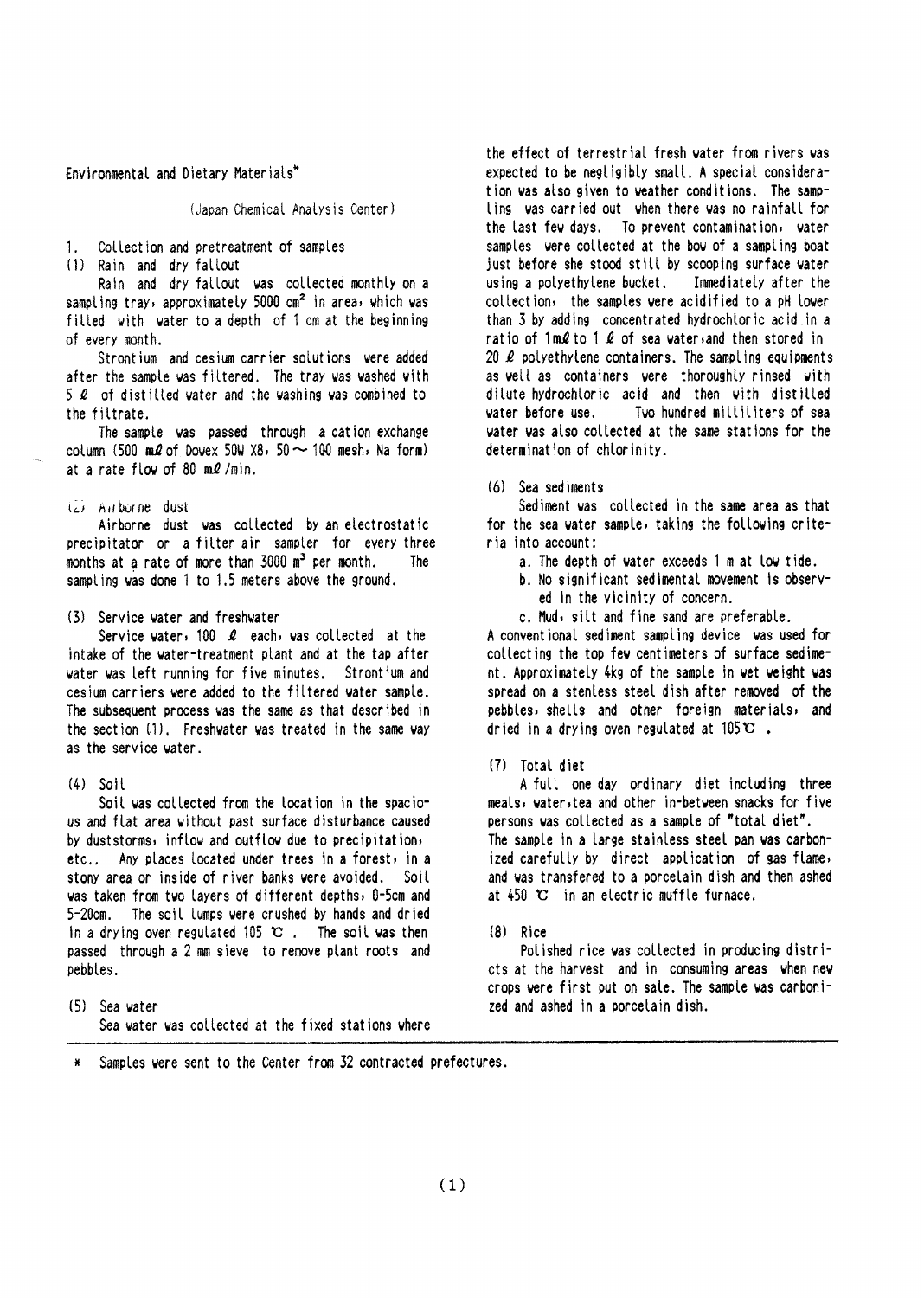Environmental and Dietary Materials*

(Japan Chemical Analysis Center)

## 1. Collection and pretreatment of samples

### (1) Rain and dry fallout

Rain and dry fallout was collected monthly on a sampling tray, approximately 5000 $cm^2$ in area, which was filled with water to a depth of 1 cm at the beginning of every month.

Strontium and cesium carrier solutions were added after the sample was filtered. The tray was washed with 5 ℓ of distilled water and the washing was combined to the filtrate.

The sample was passed through a cation exchange column (500 mℓ of Dowex 50W X8, 50 ~ 100 mesh, Na form) at a rate flow of 80 mℓ/min.

### (2) Airborne dust

Airborne dust was collected by an electrostatic precipitator or a filter air sampler for every three months at a rate of more than 3000 $m^3$ per month. The sampling was done 1 to 1.5 meters above the ground.

### (3) Service water and freshwater

Service water, 100 ℓ each, was collected at the intake of the water-treatment plant and at the tap after water was left running for five minutes. Strontium and cesium carriers were added to the filtered water sample. The subsequent process was the same as that described in the section (1). Freshwater was treated in the same way as the service water.

### (4) Soil

Soil was collected from the location in the spacious and flat area without past surface disturbance caused by duststorms, inflow and outflow due to precipitation, etc.. Any places located under trees in a forest, in a stony area or inside of river banks were avoided. Soil was taken from two layers of different depths, 0-5cm and 5-20cm. The soil lumps were crushed by hands and dried in a drying oven regulated 105 ℃. The soil was then passed through a 2 mm sieve to remove plant roots and pebbles.

### (5) Sea water

Sea water was collected at the fixed stations where the effect of terrestrial fresh water from rivers was expected to be negligibly small. A special consideration was also given to weather conditions. The sampling was carried out when there was no rainfall for the last few days. To prevent contamination, water samples were collected at the bow of a sampling boat just before she stood still by scooping surface water using a polyethylene bucket. Immediately after the collection, the samples were acidified to a pH lower than 3 by adding concentrated hydrochloric acid in a ratio of 1mℓ to 1 ℓ of sea water, and then stored in 20 ℓ polyethylene containers. The sampling equipments as well as containers were thoroughly rinsed with dilute hydrochloric acid and then with distilled water before use. Two hundred milliliters of sea water was also collected at the same stations for the determination of chlorinity.

### (6) Sea sediments

Sediment was collected in the same area as that for the sea water sample, taking the following criteria into account:

a. The depth of water exceeds 1 m at low tide.
b. No significant sedimental movement is observed in the vicinity of concern.
c. Mud, silt and fine sand are preferable.

A conventional sediment sampling device was used for collecting the top few centimeters of surface sediment. Approximately 4kg of the sample in wet weight was spread on a stenless steel dish after removed of the pebbles, shells and other foreign materials, and dried in a drying oven regulated at 105℃.

### (7) Total diet

A full one day ordinary diet including three meals, water, tea and other in-between snacks for five persons was collected as a sample of "total diet". The sample in a large stainless steel pan was carbonized carefully by direct application of gas flame, and was transfered to a porcelain dish and then ashed at 450 ℃ in an electric muffle furnace.

### (8) Rice

Polished rice was collected in producing districts at the harvest and in consuming areas when new crops were first put on sale. The sample was carbonized and ashed in a porcelain dish.

---

\* Samples were sent to the Center from 32 contracted prefectures.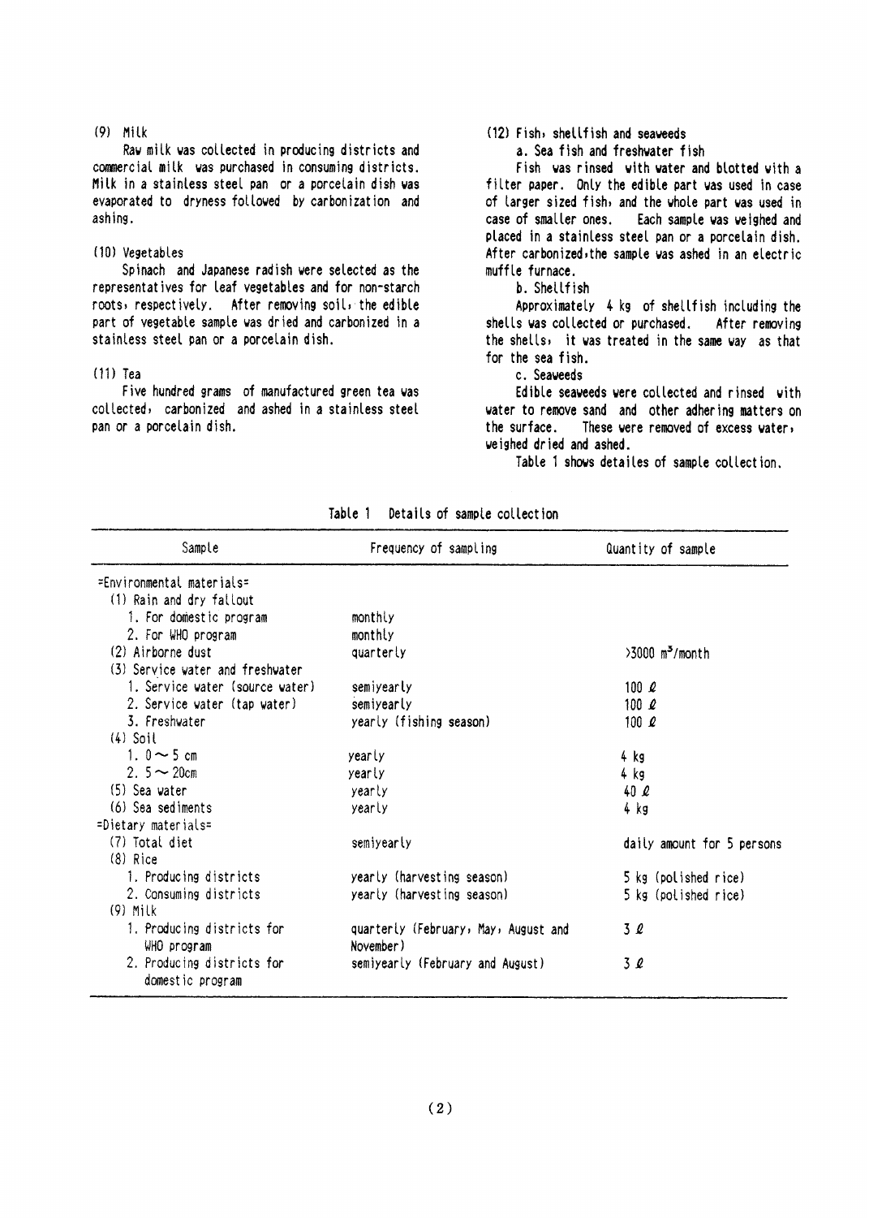(9) Milk

Raw milk was collected in producing districts and commercial milk was purchased in consuming districts. Milk in a stainless steel pan or a porcelain dish was evaporated to dryness followed by carbonization and ashing.

(10) Vegetables

Spinach and Japanese radish were selected as the representatives for leaf vegetables and for non-starch roots, respectively. After removing soil, the edible part of vegetable sample was dried and carbonized in a stainless steel pan or a porcelain dish.

(11) Tea

Five hundred grams of manufactured green tea was collected, carbonized and ashed in a stainless steel pan or a porcelain dish.

(12) Fish, shellfish and seaweeds

a. Sea fish and freshwater fish

Fish was rinsed with water and blotted with a filter paper. Only the edible part was used in case of larger sized fish, and the whole part was used in case of smaller ones. Each sample was weighed and placed in a stainless steel pan or a porcelain dish. After carbonized, the sample was ashed in an electric muffle furnace.

b. Shellfish

Approximately 4 kg of shellfish including the shells was collected or purchased. After removing the shells, it was treated in the same way as that for the sea fish.

c. Seaweeds

Edible seaweeds were collected and rinsed with water to remove sand and other adhering matters on the surface. These were removed of excess water, weighed dried and ashed.

Table 1 shows detailes of sample collection.

Table 1 Details of sample collection

| Sample | Frequency of sampling | Quantity of sample |
|---|---|---|
| =Environmental materials= | | |
| (1) Rain and dry fallout | | |
| 1. For domestic program | monthly | |
| 2. For WHO program | monthly | |
| (2) Airborne dust | quarterly | >3000 $m^3$/month |
| (3) Service water and freshwater | | |
| 1. Service water (source water) | semiyearly | 100 ℓ |
| 2. Service water (tap water) | semiyearly | 100 ℓ |
| 3. Freshwater | yearly (fishing season) | 100 ℓ |
| (4) Soil | | |
| 1. 0 ~ 5 cm | yearly | 4 kg |
| 2. 5 ~ 20cm | yearly | 4 kg |
| (5) Sea water | yearly | 40 ℓ |
| (6) Sea sediments | yearly | 4 kg |
| =Dietary materials= | | |
| (7) Total diet | semiyearly | daily amount for 5 persons |
| (8) Rice | | |
| 1. Producing districts | yearly (harvesting season) | 5 kg (polished rice) |
| 2. Consuming districts | yearly (harvesting season) | 5 kg (polished rice) |
| (9) Milk | | |
| 1. Producing districts for WHO program | quarterly (February, May, August and November) | 3 ℓ |
| 2. Producing districts for domestic program | semiyearly (February and August) | 3 ℓ |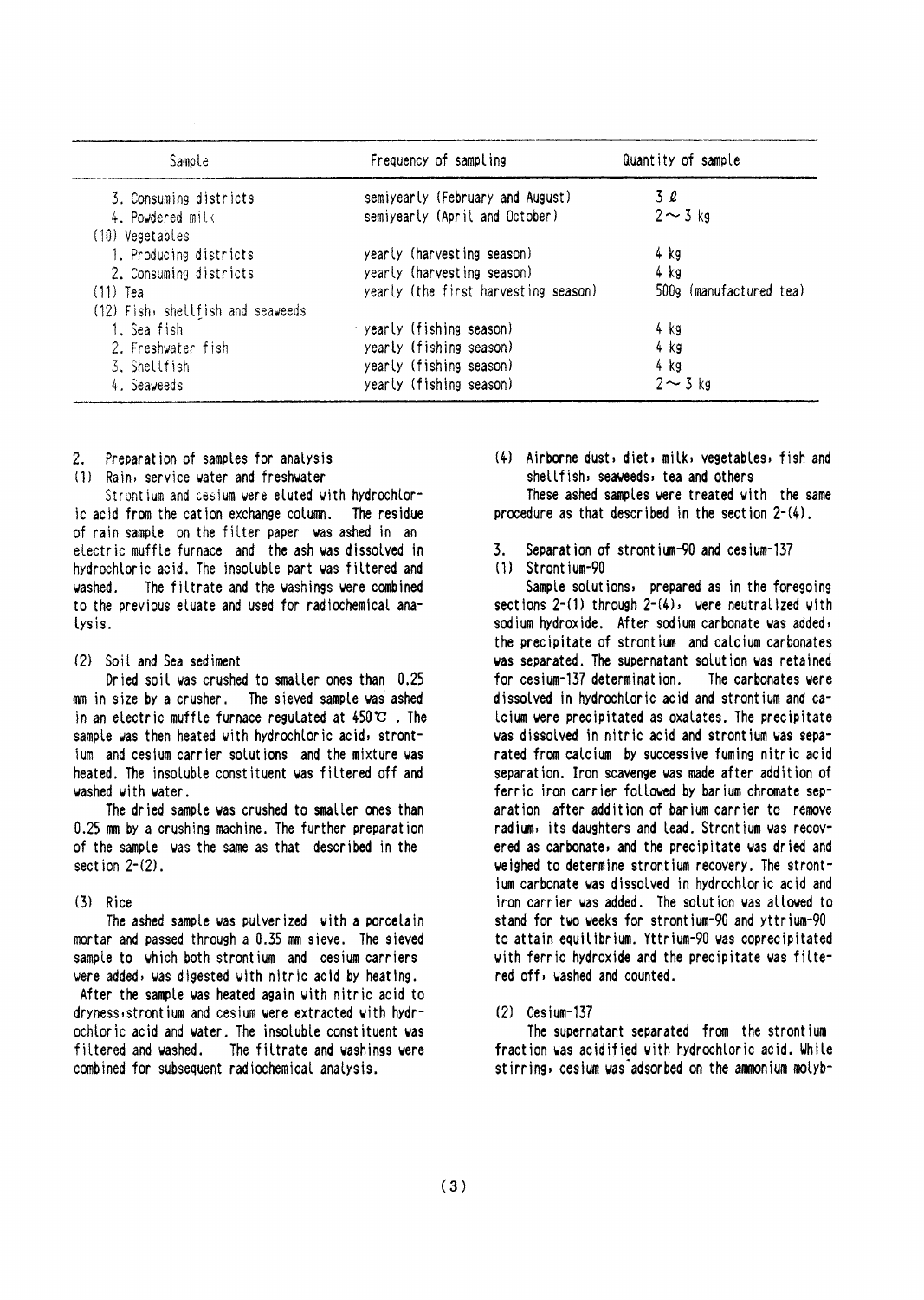| Sample | Frequency of sampling | Quantity of sample |
|---|---|---|
| 3. Consuming districts | semiyearly (February and August) | 3 ℓ |
| 4. Powdered milk | semiyearly (April and October) | 2 ~ 3 kg |
| (10) Vegetables | | |
| 1. Producing districts | yearly (harvesting season) | 4 kg |
| 2. Consuming districts | yearly (harvesting season) | 4 kg |
| (11) Tea | yearly (the first harvesting season) | 500g (manufactured tea) |
| (12) Fish, shellfish and seaweeds | | |
| 1. Sea fish | yearly (fishing season) | 4 kg |
| 2. Freshwater fish | yearly (fishing season) | 4 kg |
| 3. Shellfish | yearly (fishing season) | 4 kg |
| 4. Seaweeds | yearly (fishing season) | 2 ~ 3 kg |

## 2. Preparation of samples for analysis

### (1) Rain, service water and freshwater

Strontium and cesium were eluted with hydrochloric acid from the cation exchange column. The residue of rain sample on the filter paper was ashed in an electric muffle furnace and the ash was dissolved in hydrochloric acid. The insoluble part was filtered and washed. The filtrate and the washings were combined to the previous eluate and used for radiochemical analysis.

### (2) Soil and Sea sediment

Dried soil was crushed to smaller ones than 0.25 mm in size by a crusher. The sieved sample was ashed in an electric muffle furnace regulated at 450℃ . The sample was then heated with hydrochloric acid, strontium and cesium carrier solutions and the mixture was heated. The insoluble constituent was filtered off and washed with water.

The dried sample was crushed to smaller ones than 0.25 mm by a crushing machine. The further preparation of the sample was the same as that described in the section 2-(2).

### (3) Rice

The ashed sample was pulverized with a porcelain mortar and passed through a 0.35 mm sieve. The sieved sample to which both strontium and cesium carriers were added, was digested with nitric acid by heating. After the sample was heated again with nitric acid to dryness, strontium and cesium were extracted with hydrochloric acid and water. The insoluble constituent was filtered and washed. The filtrate and washings were combined for subsequent radiochemical analysis.

### (4) Airborne dust, diet, milk, vegetables, fish and shellfish, seaweeds, tea and others

These ashed samples were treated with the same procedure as that described in the section 2-(4).

## 3. Separation of strontium-90 and cesium-137

### (1) Strontium-90

Sample solutions, prepared as in the foregoing sections 2-(1) through 2-(4), were neutralized with sodium hydroxide. After sodium carbonate was added, the precipitate of strontium and calcium carbonates was separated. The supernatant solution was retained for cesium-137 determination. The carbonates were dissolved in hydrochloric acid and strontium and calcium were precipitated as oxalates. The precipitate was dissolved in nitric acid and strontium was separated from calcium by successive fuming nitric acid separation. Iron scavenge was made after addition of ferric iron carrier followed by barium chromate separation after addition of barium carrier to remove radium, its daughters and lead. Strontium was recovered as carbonate, and the precipitate was dried and weighed to determine strontium recovery. The strontium carbonate was dissolved in hydrochloric acid and iron carrier was added. The solution was allowed to stand for two weeks for strontium-90 and yttrium-90 to attain equilibrium. Yttrium-90 was coprecipitated with ferric hydroxide and the precipitate was filtered off, washed and counted.

### (2) Cesium-137

The supernatant separated from the strontium fraction was acidified with hydrochloric acid. While stirring, cesium was adsorbed on the ammonium molyb-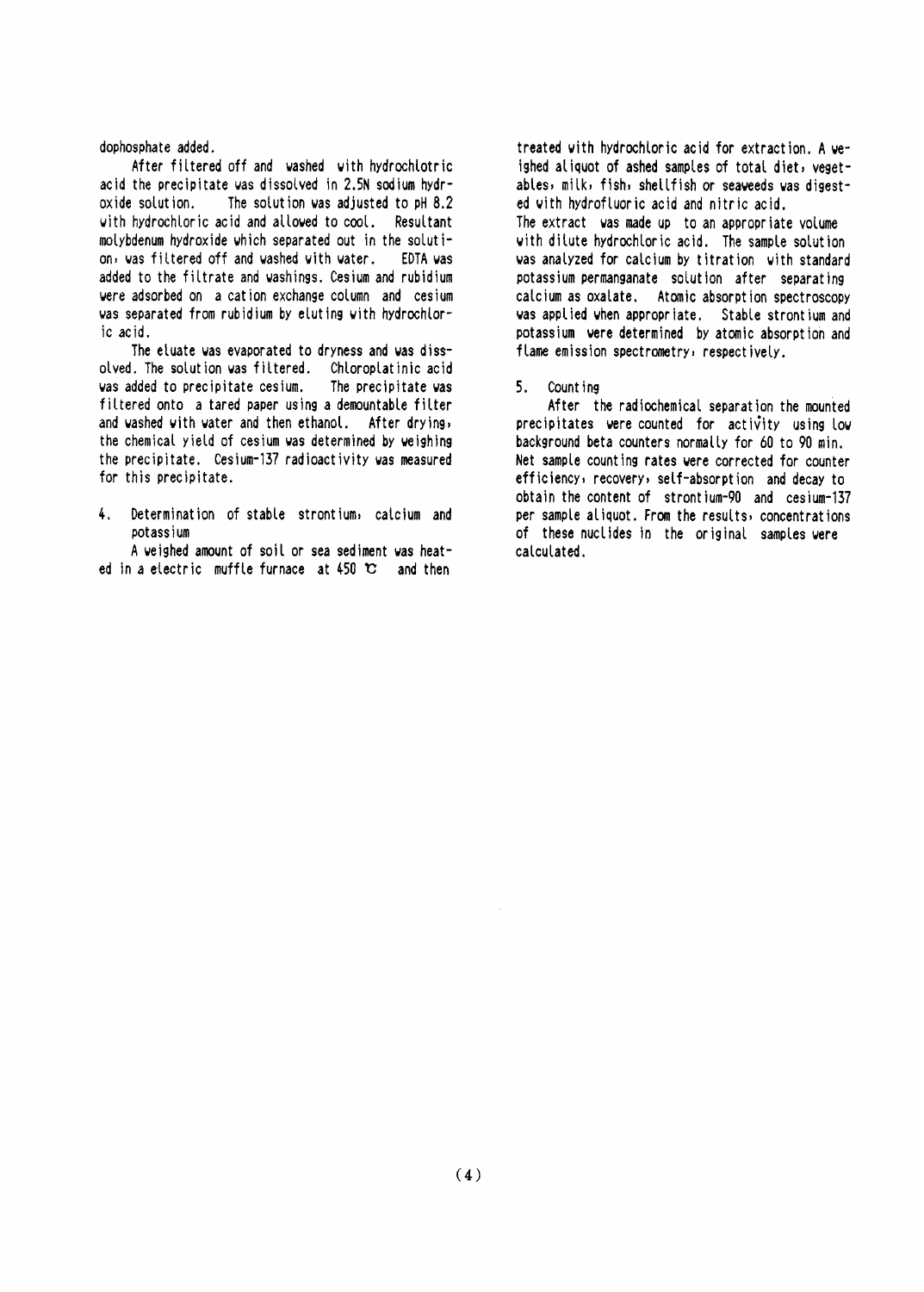dophosphate added.

After filtered off and washed with hydrochlotric acid the precipitate was dissolved in 2.5N sodium hydroxide solution. The solution was adjusted to pH 8.2 with hydrochloric acid and allowed to cool. Resultant molybdenum hydroxide which separated out in the solution, was filtered off and washed with water. EDTA was added to the filtrate and washings. Cesium and rubidium were adsorbed on a cation exchange column and cesium was separated from rubidium by eluting with hydrochloric acid.

The eluate was evaporated to dryness and was dissolved. The solution was filtered. Chloroplatinic acid was added to precipitate cesium. The precipitate was filtered onto a tared paper using a demountable filter and washed with water and then ethanol. After drying, the chemical yield of cesium was determined by weighing the precipitate. Cesium-137 radioactivity was measured for this precipitate.

4. Determination of stable strontium, calcium and potassium

A weighed amount of soil or sea sediment was heated in a electric muffle furnace at 450 ℃ and then treated with hydrochloric acid for extraction. A weighed aliquot of ashed samples of total diet, vegetables, milk, fish, shellfish or seaweeds was digested with hydrofluoric acid and nitric acid.

The extract was made up to an appropriate volume with dilute hydrochloric acid. The sample solution was analyzed for calcium by titration with standard potassium permanganate solution after separating calcium as oxalate. Atomic absorption spectroscopy was applied when appropriate. Stable strontium and potassium were determined by atomic absorption and flame emission spectrometry, respectively.

5. Counting

After the radiochemical separation the mounted precipitates were counted for activity using low background beta counters normally for 60 to 90 min. Net sample counting rates were corrected for counter efficiency, recovery, self-absorption and decay to obtain the content of strontium-90 and cesium-137 per sample aliquot. From the results, concentrations of these nuclides in the original samples were calculated.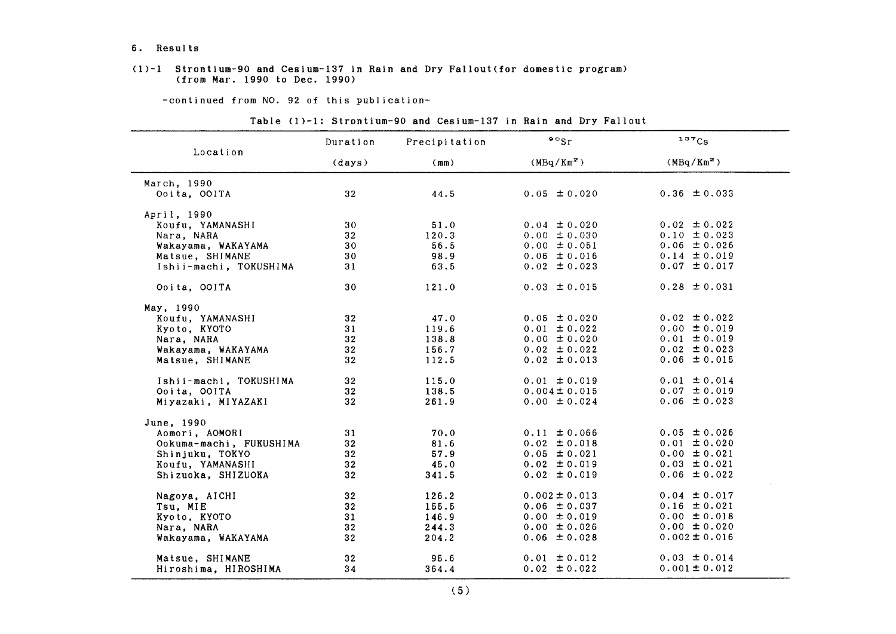## 6. Results

### (1)-1 Strontium-90 and Cesium-137 in Rain and Dry Fallout(for domestic program) (from Mar. 1990 to Dec. 1990)

-continued from NO. 92 of this publication-

Table (1)-1: Strontium-90 and Cesium-137 in Rain and Dry Fallout

| Location | Duration (days) | Precipitation (mm) | $^{90}Sr$ ($MBq/Km^2$) | $^{137}Cs$ ($MBq/Km^2$) |
|---|---|---|---|---|
| March, 1990 | | | | |
| Ooita, OOITA | 32 | 44.5 | 0.05 ±0.020 | 0.36 ±0.033 |
| April, 1990 | | | | |
| Koufu, YAMANASHI | 30 | 51.0 | 0.04 ±0.020 | 0.02 ±0.022 |
| Nara, NARA | 32 | 120.3 | 0.00 ±0.030 | 0.10 ±0.023 |
| Wakayama, WAKAYAMA | 30 | 56.5 | 0.00 ±0.051 | 0.06 ±0.026 |
| Matsue, SHIMANE | 30 | 98.9 | 0.06 ±0.016 | 0.14 ±0.019 |
| Ishii-machi, TOKUSHIMA | 31 | 63.5 | 0.02 ±0.023 | 0.07 ±0.017 |
| Ooita, OOITA | 30 | 121.0 | 0.03 ±0.015 | 0.28 ±0.031 |
| May, 1990 | | | | |
| Koufu, YAMANASHI | 32 | 47.0 | 0.05 ±0.020 | 0.02 ±0.022 |
| Kyoto, KYOTO | 31 | 119.6 | 0.01 ±0.022 | 0.00 ±0.019 |
| Nara, NARA | 32 | 138.8 | 0.00 ±0.020 | 0.01 ±0.019 |
| Wakayama, WAKAYAMA | 32 | 156.7 | 0.02 ±0.022 | 0.02 ±0.023 |
| Matsue, SHIMANE | 32 | 112.5 | 0.02 ±0.013 | 0.06 ±0.015 |
| Ishii-machi, TOKUSHIMA | 32 | 115.0 | 0.01 ±0.019 | 0.01 ±0.014 |
| Ooita, OOITA | 32 | 138.5 | 0.004±0.015 | 0.07 ±0.019 |
| Miyazaki, MIYAZAKI | 32 | 261.9 | 0.00 ±0.024 | 0.06 ±0.023 |
| June, 1990 | | | | |
| Aomori, AOMORI | 31 | 70.0 | 0.11 ±0.066 | 0.05 ±0.026 |
| Ookuma-machi, FUKUSHIMA | 32 | 81.6 | 0.02 ±0.018 | 0.01 ±0.020 |
| Shinjuku, TOKYO | 32 | 57.9 | 0.05 ±0.021 | 0.00 ±0.021 |
| Koufu, YAMANASHI | 32 | 45.0 | 0.02 ±0.019 | 0.03 ±0.021 |
| Shizuoka, SHIZUOKA | 32 | 341.5 | 0.02 ±0.019 | 0.06 ±0.022 |
| Nagoya, AICHI | 32 | 126.2 | 0.002±0.013 | 0.04 ±0.017 |
| Tsu, MIE | 32 | 155.5 | 0.06 ±0.037 | 0.16 ±0.021 |
| Kyoto, KYOTO | 31 | 146.9 | 0.00 ±0.019 | 0.00 ±0.018 |
| Nara, NARA | 32 | 244.3 | 0.00 ±0.026 | 0.00 ±0.020 |
| Wakayama, WAKAYAMA | 32 | 204.2 | 0.06 ±0.028 | 0.002±0.016 |
| Matsue, SHIMANE | 32 | 95.6 | 0.01 ±0.012 | 0.03 ±0.014 |
| Hiroshima, HIROSHIMA | 34 | 364.4 | 0.02 ±0.022 | 0.001±0.012 |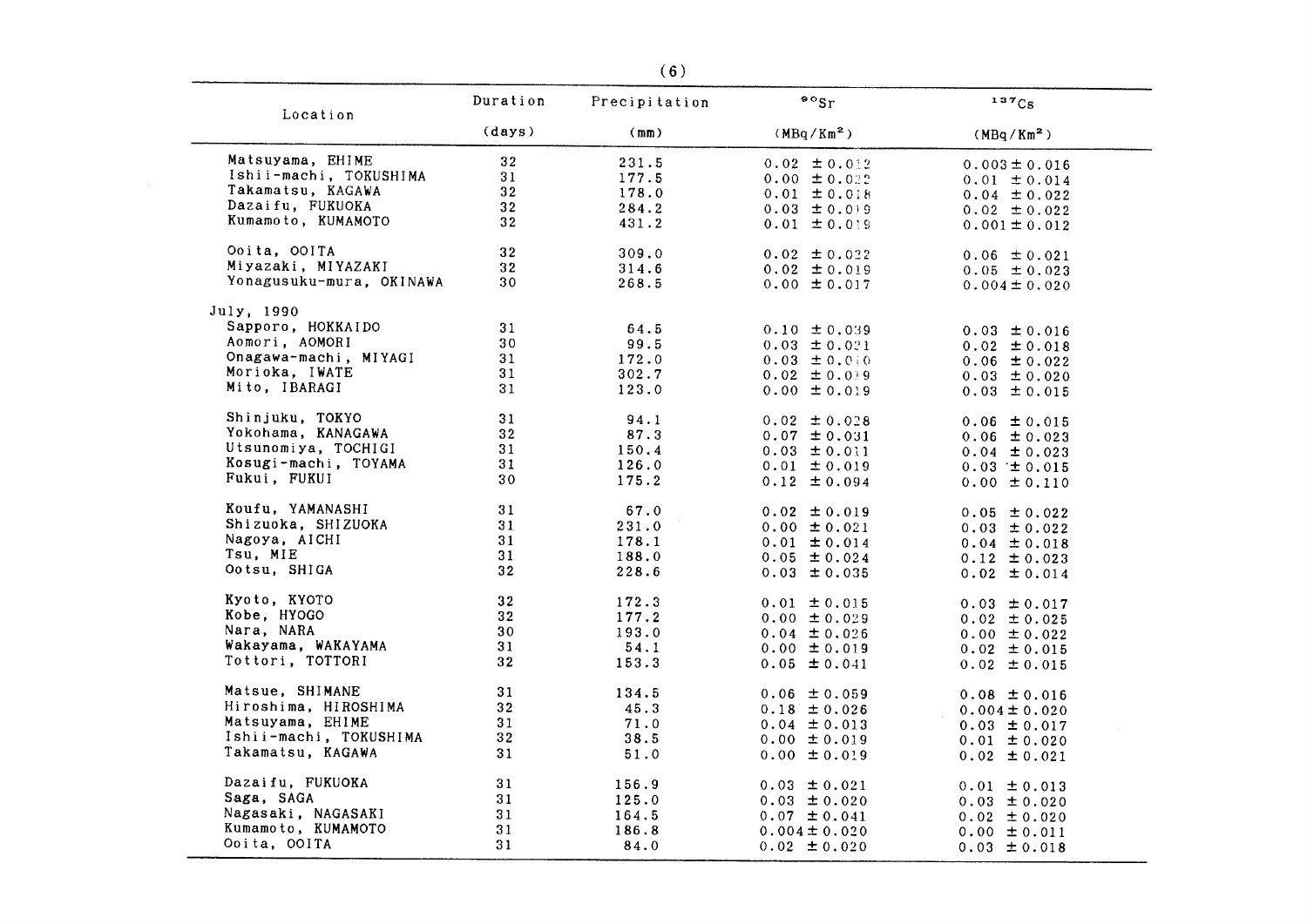| Location | Duration | Precipitation | $^{90}Sr$ | $^{137}Cs$ |
|---|---|---|---|---|
| | (days) | (mm) | ($MBq/Km^2$) | ($MBq/Km^2$) |
| Matsuyama, EHIME | 32 | 231.5 | 0.02 ±0.012 | 0.003±0.016 |
| Ishii-machi, TOKUSHIMA | 31 | 177.5 | 0.00 ±0.022 | 0.01 ±0.014 |
| Takamatsu, KAGAWA | 32 | 178.0 | 0.01 ±0.018 | 0.04 ±0.022 |
| Dazaifu, FUKUOKA | 32 | 284.2 | 0.03 ±0.019 | 0.02 ±0.022 |
| Kumamoto, KUMAMOTO | 32 | 431.2 | 0.01 ±0.019 | 0.001±0.012 |
| Ooita, OOITA | 32 | 309.0 | 0.02 ±0.022 | 0.06 ±0.021 |
| Miyazaki, MIYAZAKI | 32 | 314.6 | 0.02 ±0.019 | 0.05 ±0.023 |
| Yonagusuku-mura, OKINAWA | 30 | 268.5 | 0.00 ±0.017 | 0.004±0.020 |
| July, 1990 | | | | |
| Sapporo, HOKKAIDO | 31 | 64.5 | 0.10 ±0.039 | 0.03 ±0.016 |
| Aomori, AOMORI | 30 | 99.5 | 0.03 ±0.021 | 0.02 ±0.018 |
| Onagawa-machi, MIYAGI | 31 | 172.0 | 0.03 ±0.010 | 0.06 ±0.022 |
| Morioka, IWATE | 31 | 302.7 | 0.02 ±0.019 | 0.03 ±0.020 |
| Mito, IBARAGI | 31 | 123.0 | 0.00 ±0.019 | 0.03 ±0.015 |
| Shinjuku, TOKYO | 31 | 94.1 | 0.02 ±0.028 | 0.06 ±0.015 |
| Yokohama, KANAGAWA | 32 | 87.3 | 0.07 ±0.031 | 0.06 ±0.023 |
| Utsunomiya, TOCHIGI | 31 | 150.4 | 0.03 ±0.011 | 0.04 ±0.023 |
| Kosugi-machi, TOYAMA | 31 | 126.0 | 0.01 ±0.019 | 0.03 ±0.015 |
| Fukui, FUKUI | 30 | 175.2 | 0.12 ±0.094 | 0.00 ±0.110 |
| Koufu, YAMANASHI | 31 | 67.0 | 0.02 ±0.019 | 0.05 ±0.022 |
| Shizuoka, SHIZUOKA | 31 | 231.0 | 0.00 ±0.021 | 0.03 ±0.022 |
| Nagoya, AICHI | 31 | 178.1 | 0.01 ±0.014 | 0.04 ±0.018 |
| Tsu, MIE | 31 | 188.0 | 0.05 ±0.024 | 0.12 ±0.023 |
| Ootsu, SHIGA | 32 | 228.6 | 0.03 ±0.035 | 0.02 ±0.014 |
| Kyoto, KYOTO | 32 | 172.3 | 0.01 ±0.015 | 0.03 ±0.017 |
| Kobe, HYOGO | 32 | 177.2 | 0.00 ±0.029 | 0.02 ±0.025 |
| Nara, NARA | 30 | 193.0 | 0.04 ±0.026 | 0.00 ±0.022 |
| Wakayama, WAKAYAMA | 31 | 54.1 | 0.00 ±0.019 | 0.02 ±0.015 |
| Tottori, TOTTORI | 32 | 153.3 | 0.05 ±0.041 | 0.02 ±0.015 |
| Matsue, SHIMANE | 31 | 134.5 | 0.06 ±0.059 | 0.08 ±0.016 |
| Hiroshima, HIROSHIMA | 32 | 45.3 | 0.18 ±0.026 | 0.004±0.020 |
| Matsuyama, EHIME | 31 | 71.0 | 0.04 ±0.013 | 0.03 ±0.017 |
| Ishii-machi, TOKUSHIMA | 32 | 38.5 | 0.00 ±0.019 | 0.01 ±0.020 |
| Takamatsu, KAGAWA | 31 | 51.0 | 0.00 ±0.019 | 0.02 ±0.021 |
| Dazaifu, FUKUOKA | 31 | 156.9 | 0.03 ±0.021 | 0.01 ±0.013 |
| Saga, SAGA | 31 | 125.0 | 0.03 ±0.020 | 0.03 ±0.020 |
| Nagasaki, NAGASAKI | 31 | 164.5 | 0.07 ±0.041 | 0.02 ±0.020 |
| Kumamoto, KUMAMOTO | 31 | 186.8 | 0.004±0.020 | 0.00 ±0.011 |
| Ooita, OOITA | 31 | 84.0 | 0.02 ±0.020 | 0.03 ±0.018 |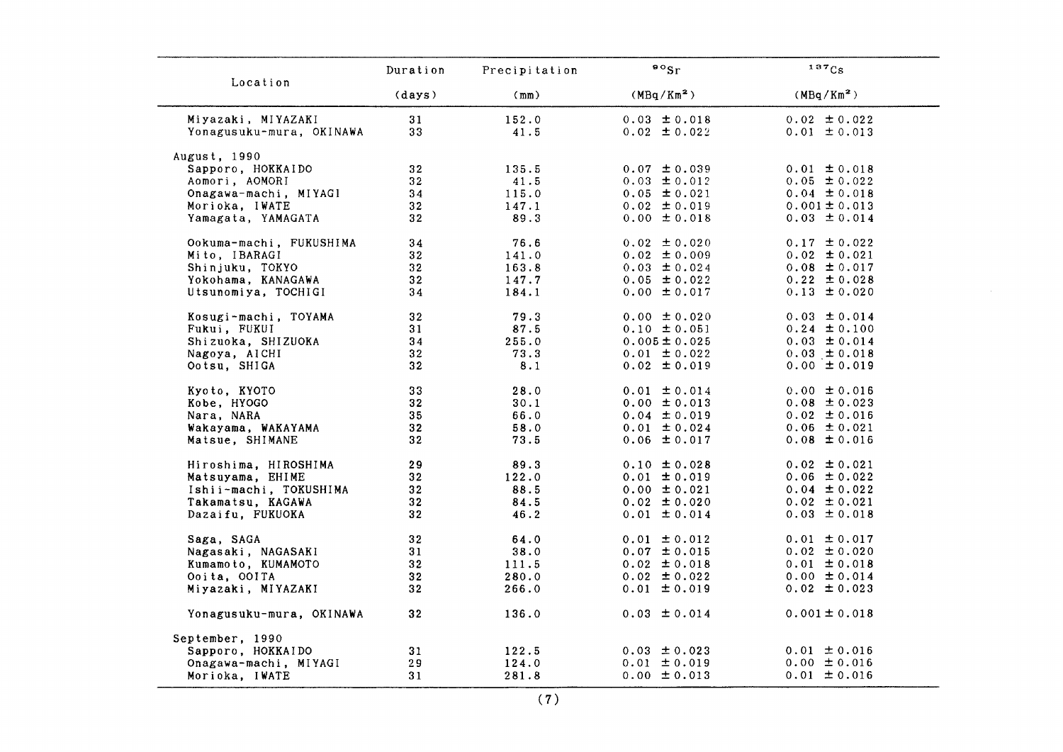| Location | Duration (days) | Precipitation (mm) | $^{90}Sr$ (MBq/Km²) | $^{137}Cs$ (MBq/Km²) |
|---|---|---|---|---|
| Miyazaki, MIYAZAKI | 31 | 152.0 | 0.03 ± 0.018 | 0.02 ± 0.022 |
| Yonagusuku-mura, OKINAWA | 33 | 41.5 | 0.02 ± 0.022 | 0.01 ± 0.013 |
| August, 1990 | | | | |
| Sapporo, HOKKAIDO | 32 | 135.5 | 0.07 ± 0.039 | 0.01 ± 0.018 |
| Aomori, AOMORI | 32 | 41.5 | 0.03 ± 0.012 | 0.05 ± 0.022 |
| Onagawa-machi, MIYAGI | 34 | 115.0 | 0.05 ± 0.021 | 0.04 ± 0.018 |
| Morioka, IWATE | 32 | 147.1 | 0.02 ± 0.019 | 0.001 ± 0.013 |
| Yamagata, YAMAGATA | 32 | 89.3 | 0.00 ± 0.018 | 0.03 ± 0.014 |
| Ookuma-machi, FUKUSHIMA | 34 | 76.6 | 0.02 ± 0.020 | 0.17 ± 0.022 |
| Mito, IBARAGI | 32 | 141.0 | 0.02 ± 0.009 | 0.02 ± 0.021 |
| Shinjuku, TOKYO | 32 | 163.8 | 0.03 ± 0.024 | 0.08 ± 0.017 |
| Yokohama, KANAGAWA | 32 | 147.7 | 0.05 ± 0.022 | 0.22 ± 0.028 |
| Utsunomiya, TOCHIGI | 34 | 184.1 | 0.00 ± 0.017 | 0.13 ± 0.020 |
| Kosugi-machi, TOYAMA | 32 | 79.3 | 0.00 ± 0.020 | 0.03 ± 0.014 |
| Fukui, FUKUI | 31 | 87.5 | 0.10 ± 0.051 | 0.24 ± 0.100 |
| Shizuoka, SHIZUOKA | 34 | 255.0 | 0.005 ± 0.025 | 0.03 ± 0.014 |
| Nagoya, AICHI | 32 | 73.3 | 0.01 ± 0.022 | 0.03 ± 0.018 |
| Ootsu, SHIGA | 32 | 8.1 | 0.02 ± 0.019 | 0.00 ± 0.019 |
| Kyoto, KYOTO | 33 | 28.0 | 0.01 ± 0.014 | 0.00 ± 0.016 |
| Kobe, HYOGO | 32 | 30.1 | 0.00 ± 0.013 | 0.08 ± 0.023 |
| Nara, NARA | 35 | 66.0 | 0.04 ± 0.019 | 0.02 ± 0.016 |
| Wakayama, WAKAYAMA | 32 | 58.0 | 0.01 ± 0.024 | 0.06 ± 0.021 |
| Matsue, SHIMANE | 32 | 73.5 | 0.06 ± 0.017 | 0.08 ± 0.016 |
| Hiroshima, HIROSHIMA | 29 | 89.3 | 0.10 ± 0.028 | 0.02 ± 0.021 |
| Matsuyama, EHIME | 32 | 122.0 | 0.01 ± 0.019 | 0.06 ± 0.022 |
| Ishii-machi, TOKUSHIMA | 32 | 88.5 | 0.00 ± 0.021 | 0.04 ± 0.022 |
| Takamatsu, KAGAWA | 32 | 84.5 | 0.02 ± 0.020 | 0.02 ± 0.021 |
| Dazaifu, FUKUOKA | 32 | 46.2 | 0.01 ± 0.014 | 0.03 ± 0.018 |
| Saga, SAGA | 32 | 64.0 | 0.01 ± 0.012 | 0.01 ± 0.017 |
| Nagasaki, NAGASAKI | 31 | 38.0 | 0.07 ± 0.015 | 0.02 ± 0.020 |
| Kumamoto, KUMAMOTO | 32 | 111.5 | 0.02 ± 0.018 | 0.01 ± 0.018 |
| Ooita, OOITA | 32 | 280.0 | 0.02 ± 0.022 | 0.00 ± 0.014 |
| Miyazaki, MIYAZAKI | 32 | 266.0 | 0.01 ± 0.019 | 0.02 ± 0.023 |
| Yonagusuku-mura, OKINAWA | 32 | 136.0 | 0.03 ± 0.014 | 0.001 ± 0.018 |
| September, 1990 | | | | |
| Sapporo, HOKKAIDO | 31 | 122.5 | 0.03 ± 0.023 | 0.01 ± 0.016 |
| Onagawa-machi, MIYAGI | 29 | 124.0 | 0.01 ± 0.019 | 0.00 ± 0.016 |
| Morioka, IWATE | 31 | 281.8 | 0.00 ± 0.013 | 0.01 ± 0.016 |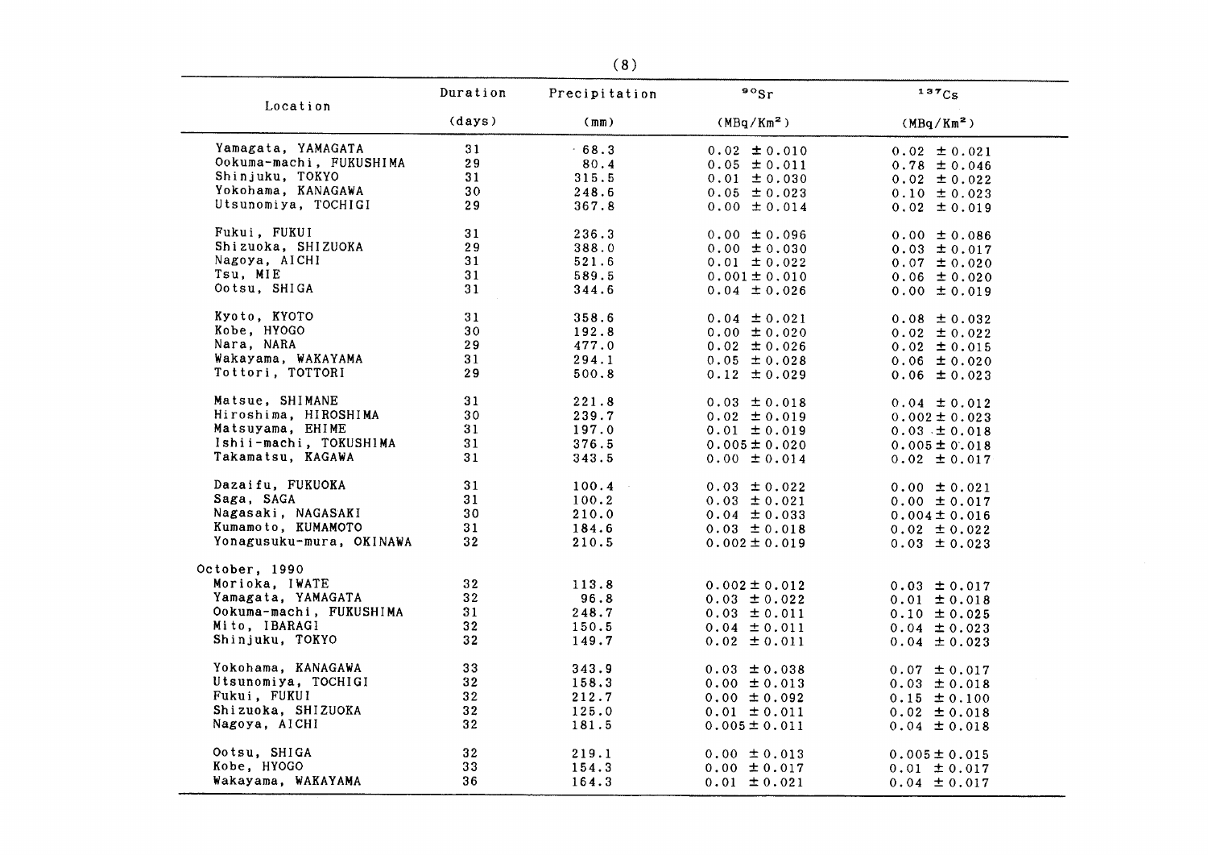| Location | Duration (days) | Precipitation (mm) | $^{90}Sr$ ($MBq/Km^2$) | $^{137}Cs$ ($MBq/Km^2$) |
|---|---|---|---|---|
| Yamagata, YAMAGATA | 31 | 68.3 | 0.02 ± 0.010 | 0.02 ± 0.021 |
| Ookuma-machi, FUKUSHIMA | 29 | 80.4 | 0.05 ± 0.011 | 0.78 ± 0.046 |
| Shinjuku, TOKYO | 31 | 315.5 | 0.01 ± 0.030 | 0.02 ± 0.022 |
| Yokohama, KANAGAWA | 30 | 248.6 | 0.05 ± 0.023 | 0.10 ± 0.023 |
| Utsunomiya, TOCHIGI | 29 | 367.8 | 0.00 ± 0.014 | 0.02 ± 0.019 |
| Fukui, FUKUI | 31 | 236.3 | 0.00 ± 0.096 | 0.00 ± 0.086 |
| Shizuoka, SHIZUOKA | 29 | 388.0 | 0.00 ± 0.030 | 0.03 ± 0.017 |
| Nagoya, AICHI | 31 | 521.6 | 0.01 ± 0.022 | 0.07 ± 0.020 |
| Tsu, MIE | 31 | 589.5 | 0.001 ± 0.010 | 0.06 ± 0.020 |
| Ootsu, SHIGA | 31 | 344.6 | 0.04 ± 0.026 | 0.00 ± 0.019 |
| Kyoto, KYOTO | 31 | 358.6 | 0.04 ± 0.021 | 0.08 ± 0.032 |
| Kobe, HYOGO | 30 | 192.8 | 0.00 ± 0.020 | 0.02 ± 0.022 |
| Nara, NARA | 29 | 477.0 | 0.02 ± 0.026 | 0.02 ± 0.015 |
| Wakayama, WAKAYAMA | 31 | 294.1 | 0.05 ± 0.028 | 0.06 ± 0.020 |
| Tottori, TOTTORI | 29 | 500.8 | 0.12 ± 0.029 | 0.06 ± 0.023 |
| Matsue, SHIMANE | 31 | 221.8 | 0.03 ± 0.018 | 0.04 ± 0.012 |
| Hiroshima, HIROSHIMA | 30 | 239.7 | 0.02 ± 0.019 | 0.002 ± 0.023 |
| Matsuyama, EHIME | 31 | 197.0 | 0.01 ± 0.019 | 0.03 ± 0.018 |
| Ishii-machi, TOKUSHIMA | 31 | 376.5 | 0.005 ± 0.020 | 0.005 ± 0.018 |
| Takamatsu, KAGAWA | 31 | 343.5 | 0.00 ± 0.014 | 0.02 ± 0.017 |
| Dazaifu, FUKUOKA | 31 | 100.4 | 0.03 ± 0.022 | 0.00 ± 0.021 |
| Saga, SAGA | 31 | 100.2 | 0.03 ± 0.021 | 0.00 ± 0.017 |
| Nagasaki, NAGASAKI | 30 | 210.0 | 0.04 ± 0.033 | 0.004 ± 0.016 |
| Kumamoto, KUMAMOTO | 31 | 184.6 | 0.03 ± 0.018 | 0.02 ± 0.022 |
| Yonagusuku-mura, OKINAWA | 32 | 210.5 | 0.002 ± 0.019 | 0.03 ± 0.023 |
| October, 1990 | | | | |
| Morioka, IWATE | 32 | 113.8 | 0.002 ± 0.012 | 0.03 ± 0.017 |
| Yamagata, YAMAGATA | 32 | 96.8 | 0.03 ± 0.022 | 0.01 ± 0.018 |
| Ookuma-machi, FUKUSHIMA | 31 | 248.7 | 0.03 ± 0.011 | 0.10 ± 0.025 |
| Mito, IBARAGI | 32 | 150.5 | 0.04 ± 0.011 | 0.04 ± 0.023 |
| Shinjuku, TOKYO | 32 | 149.7 | 0.02 ± 0.011 | 0.04 ± 0.023 |
| Yokohama, KANAGAWA | 33 | 343.9 | 0.03 ± 0.038 | 0.07 ± 0.017 |
| Utsunomiya, TOCHIGI | 32 | 158.3 | 0.00 ± 0.013 | 0.03 ± 0.018 |
| Fukui, FUKUI | 32 | 212.7 | 0.00 ± 0.092 | 0.15 ± 0.100 |
| Shizuoka, SHIZUOKA | 32 | 125.0 | 0.01 ± 0.011 | 0.02 ± 0.018 |
| Nagoya, AICHI | 32 | 181.5 | 0.005 ± 0.011 | 0.04 ± 0.018 |
| Ootsu, SHIGA | 32 | 219.1 | 0.00 ± 0.013 | 0.005 ± 0.015 |
| Kobe, HYOGO | 33 | 154.3 | 0.00 ± 0.017 | 0.01 ± 0.017 |
| Wakayama, WAKAYAMA | 36 | 164.3 | 0.01 ± 0.021 | 0.04 ± 0.017 |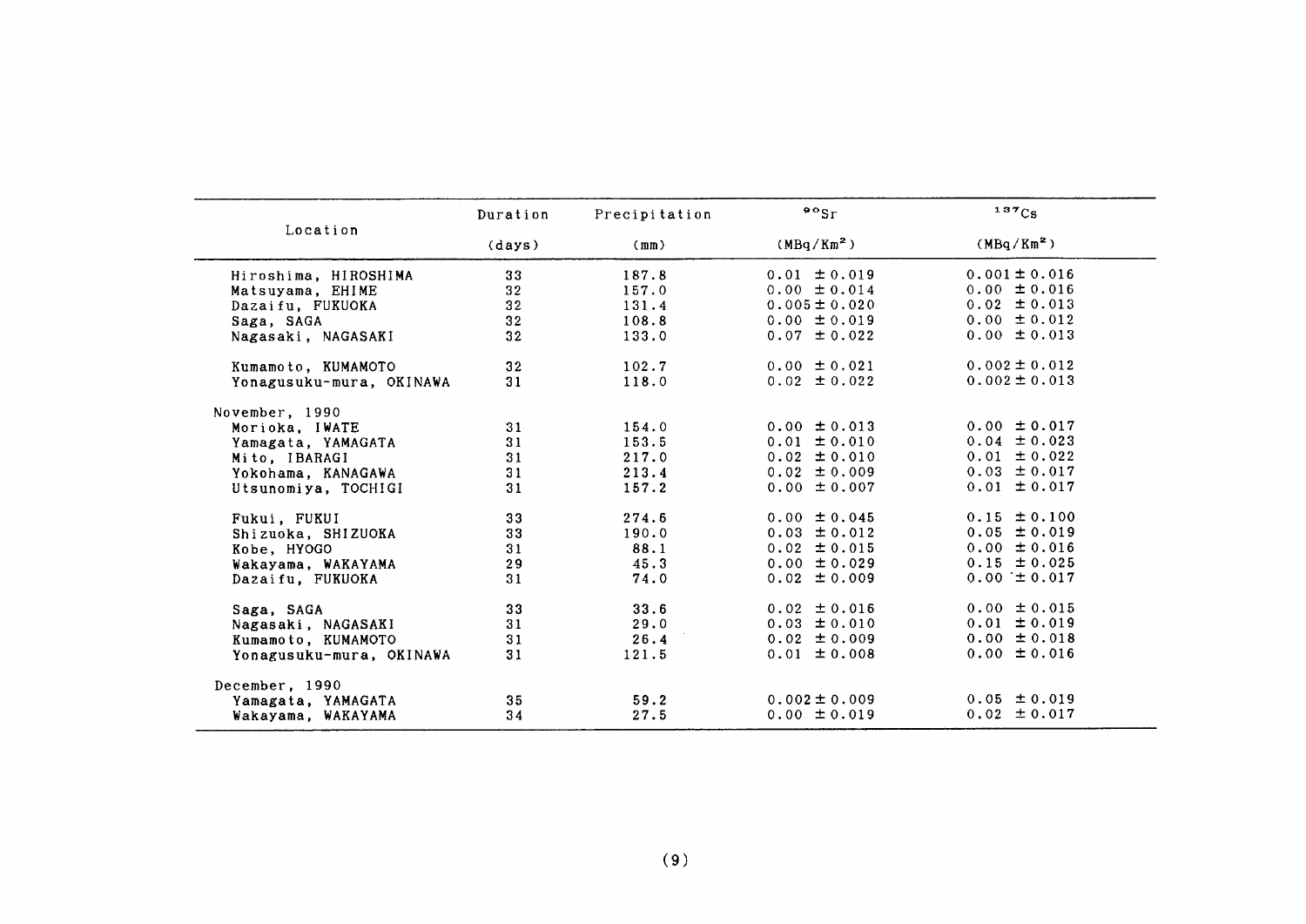| Location | Duration | Precipitation | $^{90}Sr$ | $^{137}Cs$ |
|---|---|---|---|---|
| | (days) | (mm) | ($MBq/Km^2$) | ($MBq/Km^2$) |
| Hiroshima, HIROSHIMA | 33 | 187.8 | 0.01 ± 0.019 | 0.001 ± 0.016 |
| Matsuyama, EHIME | 32 | 157.0 | 0.00 ± 0.014 | 0.00 ± 0.016 |
| Dazaifu, FUKUOKA | 32 | 131.4 | 0.005 ± 0.020 | 0.02 ± 0.013 |
| Saga, SAGA | 32 | 108.8 | 0.00 ± 0.019 | 0.00 ± 0.012 |
| Nagasaki, NAGASAKI | 32 | 133.0 | 0.07 ± 0.022 | 0.00 ± 0.013 |
| Kumamoto, KUMAMOTO | 32 | 102.7 | 0.00 ± 0.021 | 0.002 ± 0.012 |
| Yonagusuku-mura, OKINAWA | 31 | 118.0 | 0.02 ± 0.022 | 0.002 ± 0.013 |
| November, 1990 | | | | |
| Morioka, IWATE | 31 | 154.0 | 0.00 ± 0.013 | 0.00 ± 0.017 |
| Yamagata, YAMAGATA | 31 | 153.5 | 0.01 ± 0.010 | 0.04 ± 0.023 |
| Mito, IBARAGI | 31 | 217.0 | 0.02 ± 0.010 | 0.01 ± 0.022 |
| Yokohama, KANAGAWA | 31 | 213.4 | 0.02 ± 0.009 | 0.03 ± 0.017 |
| Utsunomiya, TOCHIGI | 31 | 157.2 | 0.00 ± 0.007 | 0.01 ± 0.017 |
| Fukui, FUKUI | 33 | 274.6 | 0.00 ± 0.045 | 0.15 ± 0.100 |
| Shizuoka, SHIZUOKA | 33 | 190.0 | 0.03 ± 0.012 | 0.05 ± 0.019 |
| Kobe, HYOGO | 31 | 88.1 | 0.02 ± 0.015 | 0.00 ± 0.016 |
| Wakayama, WAKAYAMA | 29 | 45.3 | 0.00 ± 0.029 | 0.15 ± 0.025 |
| Dazaifu, FUKUOKA | 31 | 74.0 | 0.02 ± 0.009 | 0.00 ± 0.017 |
| Saga, SAGA | 33 | 33.6 | 0.02 ± 0.016 | 0.00 ± 0.015 |
| Nagasaki, NAGASAKI | 31 | 29.0 | 0.03 ± 0.010 | 0.01 ± 0.019 |
| Kumamoto, KUMAMOTO | 31 | 26.4 | 0.02 ± 0.009 | 0.00 ± 0.018 |
| Yonagusuku-mura, OKINAWA | 31 | 121.5 | 0.01 ± 0.008 | 0.00 ± 0.016 |
| December, 1990 | | | | |
| Yamagata, YAMAGATA | 35 | 59.2 | 0.002 ± 0.009 | 0.05 ± 0.019 |
| Wakayama, WAKAYAMA | 34 | 27.5 | 0.00 ± 0.019 | 0.02 ± 0.017 |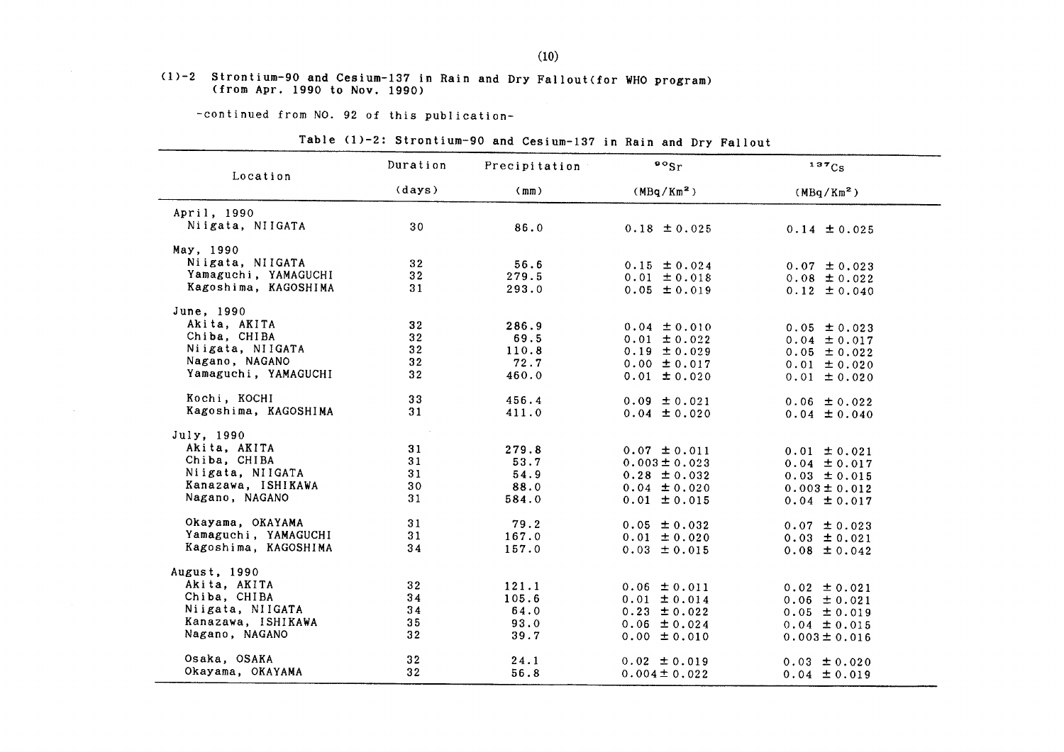(1)-2 Strontium-90 and Cesium-137 in Rain and Dry Fallout(for WHO program) (from Apr. 1990 to Nov. 1990)

-continued from NO. 92 of this publication-

Table (1)-2: Strontium-90 and Cesium-137 in Rain and Dry Fallout

| Location | Duration (days) | Precipitation (mm) | $^{90}Sr$ ($MBq/Km^2$) | $^{137}Cs$ ($MBq/Km^2$) |
|---|---|---|---|---|
| April, 1990 | | | | |
| Niigata, NIIGATA | 30 | 86.0 | 0.18 ±0.025 | 0.14 ±0.025 |
| May, 1990 | | | | |
| Niigata, NIIGATA | 32 | 56.6 | 0.15 ±0.024 | 0.07 ±0.023 |
| Yamaguchi, YAMAGUCHI | 32 | 279.5 | 0.01 ±0.018 | 0.08 ±0.022 |
| Kagoshima, KAGOSHIMA | 31 | 293.0 | 0.05 ±0.019 | 0.12 ±0.040 |
| June, 1990 | | | | |
| Akita, AKITA | 32 | 286.9 | 0.04 ±0.010 | 0.05 ±0.023 |
| Chiba, CHIBA | 32 | 69.5 | 0.01 ±0.022 | 0.04 ±0.017 |
| Niigata, NIIGATA | 32 | 110.8 | 0.19 ±0.029 | 0.05 ±0.022 |
| Nagano, NAGANO | 32 | 72.7 | 0.00 ±0.017 | 0.01 ±0.020 |
| Yamaguchi, YAMAGUCHI | 32 | 460.0 | 0.01 ±0.020 | 0.01 ±0.020 |
| Kochi, KOCHI | 33 | 456.4 | 0.09 ±0.021 | 0.06 ±0.022 |
| Kagoshima, KAGOSHIMA | 31 | 411.0 | 0.04 ±0.020 | 0.04 ±0.040 |
| July, 1990 | | | | |
| Akita, AKITA | 31 | 279.8 | 0.07 ±0.011 | 0.01 ±0.021 |
| Chiba, CHIBA | 31 | 53.7 | 0.003±0.023 | 0.04 ±0.017 |
| Niigata, NIIGATA | 31 | 54.9 | 0.28 ±0.032 | 0.03 ±0.015 |
| Kanazawa, ISHIKAWA | 30 | 88.0 | 0.04 ±0.020 | 0.003±0.012 |
| Nagano, NAGANO | 31 | 584.0 | 0.01 ±0.015 | 0.04 ±0.017 |
| Okayama, OKAYAMA | 31 | 79.2 | 0.05 ±0.032 | 0.07 ±0.023 |
| Yamaguchi, YAMAGUCHI | 31 | 167.0 | 0.01 ±0.020 | 0.03 ±0.021 |
| Kagoshima, KAGOSHIMA | 34 | 157.0 | 0.03 ±0.015 | 0.08 ±0.042 |
| August, 1990 | | | | |
| Akita, AKITA | 32 | 121.1 | 0.06 ±0.011 | 0.02 ±0.021 |
| Chiba, CHIBA | 34 | 105.6 | 0.01 ±0.014 | 0.06 ±0.021 |
| Niigata, NIIGATA | 34 | 64.0 | 0.23 ±0.022 | 0.05 ±0.019 |
| Kanazawa, ISHIKAWA | 35 | 93.0 | 0.06 ±0.024 | 0.04 ±0.015 |
| Nagano, NAGANO | 32 | 39.7 | 0.00 ±0.010 | 0.003±0.016 |
| Osaka, OSAKA | 32 | 24.1 | 0.02 ±0.019 | 0.03 ±0.020 |
| Okayama, OKAYAMA | 32 | 56.8 | 0.004±0.022 | 0.04 ±0.019 |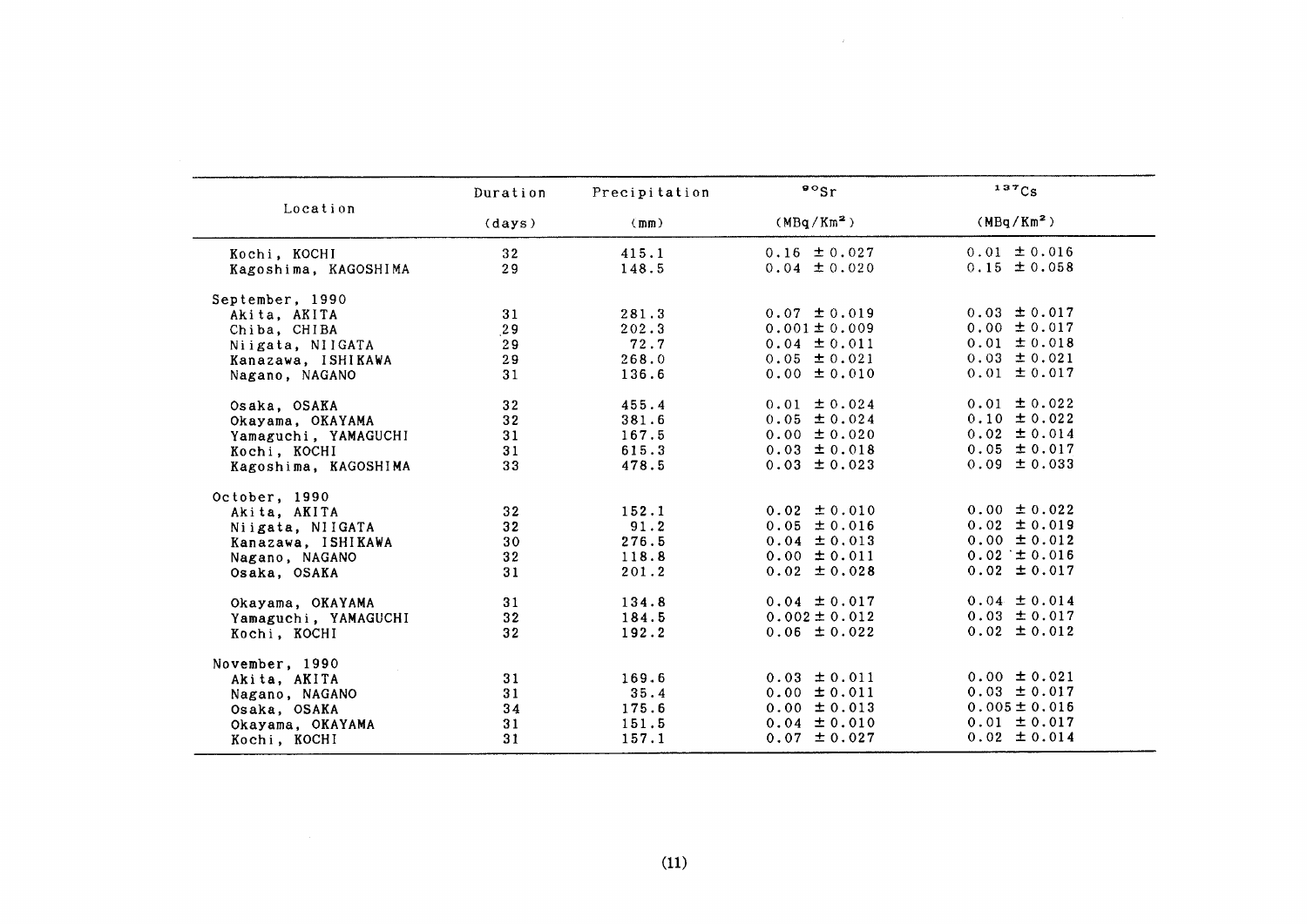| Location | Duration (days) | Precipitation (mm) | $^{90}Sr$ (MBq/Km$^2$) | $^{137}Cs$ (MBq/Km$^2$) |
|---|---|---|---|---|
| Kochi, KOCHI | 32 | 415.1 | 0.16 ± 0.027 | 0.01 ± 0.016 |
| Kagoshima, KAGOSHIMA | 29 | 148.5 | 0.04 ± 0.020 | 0.15 ± 0.058 |
| September, 1990 | | | | |
| Akita, AKITA | 31 | 281.3 | 0.07 ± 0.019 | 0.03 ± 0.017 |
| Chiba, CHIBA | 29 | 202.3 | 0.001 ± 0.009 | 0.00 ± 0.017 |
| Niigata, NIIGATA | 29 | 72.7 | 0.04 ± 0.011 | 0.01 ± 0.018 |
| Kanazawa, ISHIKAWA | 29 | 268.0 | 0.05 ± 0.021 | 0.03 ± 0.021 |
| Nagano, NAGANO | 31 | 136.6 | 0.00 ± 0.010 | 0.01 ± 0.017 |
| Osaka, OSAKA | 32 | 455.4 | 0.01 ± 0.024 | 0.01 ± 0.022 |
| Okayama, OKAYAMA | 32 | 381.6 | 0.05 ± 0.024 | 0.10 ± 0.022 |
| Yamaguchi, YAMAGUCHI | 31 | 167.5 | 0.00 ± 0.020 | 0.02 ± 0.014 |
| Kochi, KOCHI | 31 | 615.3 | 0.03 ± 0.018 | 0.05 ± 0.017 |
| Kagoshima, KAGOSHIMA | 33 | 478.5 | 0.03 ± 0.023 | 0.09 ± 0.033 |
| October, 1990 | | | | |
| Akita, AKITA | 32 | 152.1 | 0.02 ± 0.010 | 0.00 ± 0.022 |
| Niigata, NIIGATA | 32 | 91.2 | 0.05 ± 0.016 | 0.02 ± 0.019 |
| Kanazawa, ISHIKAWA | 30 | 276.5 | 0.04 ± 0.013 | 0.00 ± 0.012 |
| Nagano, NAGANO | 32 | 118.8 | 0.00 ± 0.011 | 0.02 ± 0.016 |
| Osaka, OSAKA | 31 | 201.2 | 0.02 ± 0.028 | 0.02 ± 0.017 |
| Okayama, OKAYAMA | 31 | 134.8 | 0.04 ± 0.017 | 0.04 ± 0.014 |
| Yamaguchi, YAMAGUCHI | 32 | 184.5 | 0.002 ± 0.012 | 0.03 ± 0.017 |
| Kochi, KOCHI | 32 | 192.2 | 0.06 ± 0.022 | 0.02 ± 0.012 |
| November, 1990 | | | | |
| Akita, AKITA | 31 | 169.6 | 0.03 ± 0.011 | 0.00 ± 0.021 |
| Nagano, NAGANO | 31 | 35.4 | 0.00 ± 0.011 | 0.03 ± 0.017 |
| Osaka, OSAKA | 34 | 175.6 | 0.00 ± 0.013 | 0.005 ± 0.016 |
| Okayama, OKAYAMA | 31 | 151.5 | 0.04 ± 0.010 | 0.01 ± 0.017 |
| Kochi, KOCHI | 31 | 157.1 | 0.07 ± 0.027 | 0.02 ± 0.014 |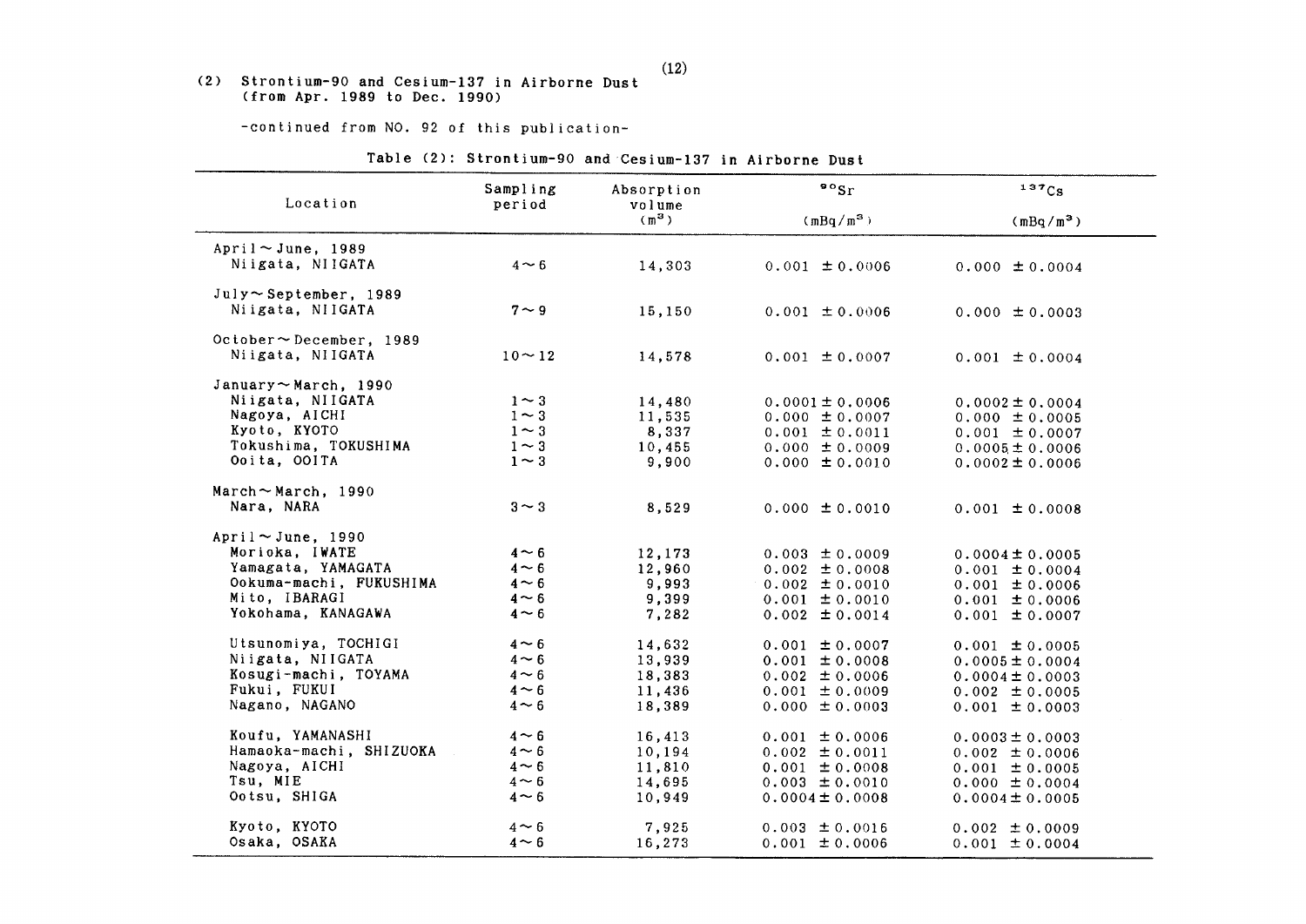(2) Strontium-90 and Cesium-137 in Airborne Dust (from Apr. 1989 to Dec. 1990)

-continued from NO. 92 of this publication-

Table (2): Strontium-90 and Cesium-137 in Airborne Dust

| Location | Sampling period | Absorption volume ($m^3$) | $^{90}Sr$ ($mBq/m^3$) | $^{137}Cs$ ($mBq/m^3$) |
|---|---|---|---|---|
| April～June, 1989 | | | | |
| Niigata, NIIGATA | 4～6 | 14,303 | 0.001 ±0.0006 | 0.000 ±0.0004 |
| July～September, 1989 | | | | |
| Niigata, NIIGATA | 7～9 | 15,150 | 0.001 ±0.0006 | 0.000 ±0.0003 |
| October～December, 1989 | | | | |
| Niigata, NIIGATA | 10～12 | 14,578 | 0.001 ±0.0007 | 0.001 ±0.0004 |
| January～March, 1990 | | | | |
| Niigata, NIIGATA | 1～3 | 14,480 | 0.0001±0.0006 | 0.0002±0.0004 |
| Nagoya, AICHI | 1～3 | 11,535 | 0.000 ±0.0007 | 0.000 ±0.0005 |
| Kyoto, KYOTO | 1～3 | 8,337 | 0.001 ±0.0011 | 0.001 ±0.0007 |
| Tokushima, TOKUSHIMA | 1～3 | 10,455 | 0.000 ±0.0009 | 0.0005±0.0006 |
| Ooita, OOITA | 1～3 | 9,900 | 0.000 ±0.0010 | 0.0002±0.0006 |
| March～March, 1990 | | | | |
| Nara, NARA | 3～3 | 8,529 | 0.000 ±0.0010 | 0.001 ±0.0008 |
| April～June, 1990 | | | | |
| Morioka, IWATE | 4～6 | 12,173 | 0.003 ±0.0009 | 0.0004±0.0005 |
| Yamagata, YAMAGATA | 4～6 | 12,960 | 0.002 ±0.0008 | 0.001 ±0.0004 |
| Ookuma-machi, FUKUSHIMA | 4～6 | 9,993 | 0.002 ±0.0010 | 0.001 ±0.0006 |
| Mito, IBARAGI | 4～6 | 9,399 | 0.001 ±0.0010 | 0.001 ±0.0006 |
| Yokohama, KANAGAWA | 4～6 | 7,282 | 0.002 ±0.0014 | 0.001 ±0.0007 |
| Utsunomiya, TOCHIGI | 4～6 | 14,632 | 0.001 ±0.0007 | 0.001 ±0.0005 |
| Niigata, NIIGATA | 4～6 | 13,939 | 0.001 ±0.0008 | 0.0005±0.0004 |
| Kosugi-machi, TOYAMA | 4～6 | 18,383 | 0.002 ±0.0006 | 0.0004±0.0003 |
| Fukui, FUKUI | 4～6 | 11,436 | 0.001 ±0.0009 | 0.002 ±0.0005 |
| Nagano, NAGANO | 4～6 | 18,389 | 0.000 ±0.0003 | 0.001 ±0.0003 |
| Koufu, YAMANASHI | 4～6 | 16,413 | 0.001 ±0.0006 | 0.0003±0.0003 |
| Hamaoka-machi, SHIZUOKA | 4～6 | 10,194 | 0.002 ±0.0011 | 0.002 ±0.0006 |
| Nagoya, AICHI | 4～6 | 11,810 | 0.001 ±0.0008 | 0.001 ±0.0005 |
| Tsu, MIE | 4～6 | 14,695 | 0.003 ±0.0010 | 0.000 ±0.0004 |
| Ootsu, SHIGA | 4～6 | 10,949 | 0.0004±0.0008 | 0.0004±0.0005 |
| Kyoto, KYOTO | 4～6 | 7,925 | 0.003 ±0.0016 | 0.002 ±0.0009 |
| Osaka, OSAKA | 4～6 | 16,273 | 0.001 ±0.0006 | 0.001 ±0.0004 |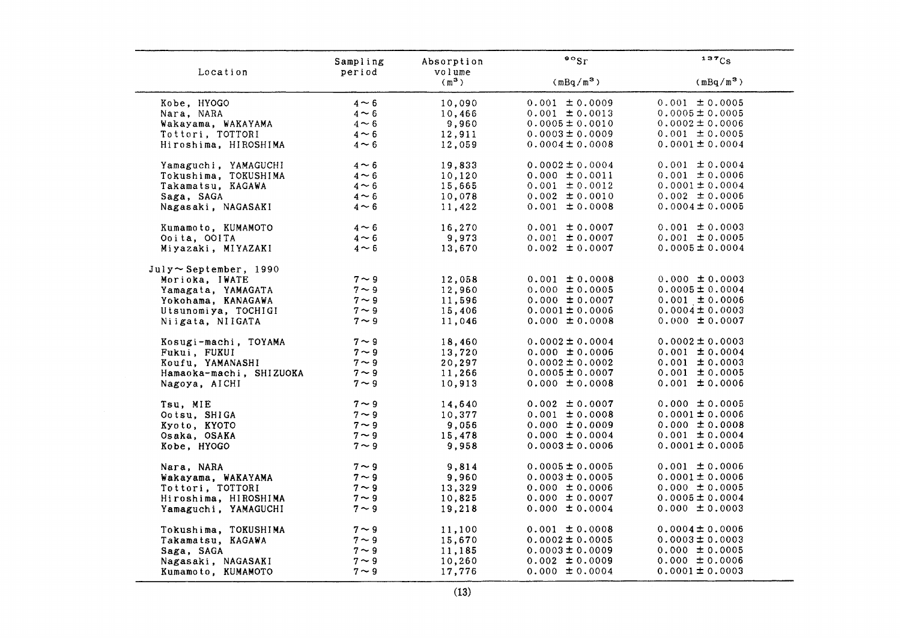| Location | Sampling period | Absorption volume ($m^3$) | $^{90}Sr$ ($mBq/m^3$) | $^{137}Cs$ ($mBq/m^3$) |
|---|---|---|---|---|
| Kobe, HYOGO | 4～6 | 10,090 | 0.001 ± 0.0009 | 0.001 ± 0.0005 |
| Nara, NARA | 4～6 | 10,466 | 0.001 ± 0.0013 | 0.0005 ± 0.0005 |
| Wakayama, WAKAYAMA | 4～6 | 9,960 | 0.0005 ± 0.0010 | 0.0002 ± 0.0006 |
| Tottori, TOTTORI | 4～6 | 12,911 | 0.0003 ± 0.0009 | 0.001 ± 0.0005 |
| Hiroshima, HIROSHIMA | 4～6 | 12,059 | 0.0004 ± 0.0008 | 0.0001 ± 0.0004 |
| Yamaguchi, YAMAGUCHI | 4～6 | 19,833 | 0.0002 ± 0.0004 | 0.001 ± 0.0004 |
| Tokushima, TOKUSHIMA | 4～6 | 10,120 | 0.000 ± 0.0011 | 0.001 ± 0.0006 |
| Takamatsu, KAGAWA | 4～6 | 15,665 | 0.001 ± 0.0012 | 0.0001 ± 0.0004 |
| Saga, SAGA | 4～6 | 10,078 | 0.002 ± 0.0010 | 0.002 ± 0.0006 |
| Nagasaki, NAGASAKI | 4～6 | 11,422 | 0.001 ± 0.0008 | 0.0004 ± 0.0005 |
| Kumamoto, KUMAMOTO | 4～6 | 16,270 | 0.001 ± 0.0007 | 0.001 ± 0.0003 |
| Ooita, OOITA | 4～6 | 9,973 | 0.001 ± 0.0007 | 0.001 ± 0.0005 |
| Miyazaki, MIYAZAKI | 4～6 | 13,670 | 0.002 ± 0.0007 | 0.0005 ± 0.0004 |
| July～September, 1990 | | | | |
| Morioka, IWATE | 7～9 | 12,058 | 0.001 ± 0.0008 | 0.000 ± 0.0003 |
| Yamagata, YAMAGATA | 7～9 | 12,960 | 0.000 ± 0.0005 | 0.0005 ± 0.0004 |
| Yokohama, KANAGAWA | 7～9 | 11,596 | 0.000 ± 0.0007 | 0.001 ± 0.0006 |
| Utsunomiya, TOCHIGI | 7～9 | 15,406 | 0.0001 ± 0.0006 | 0.0004 ± 0.0003 |
| Niigata, NIIGATA | 7～9 | 11,046 | 0.000 ± 0.0008 | 0.000 ± 0.0007 |
| Kosugi-machi, TOYAMA | 7～9 | 18,460 | 0.0002 ± 0.0004 | 0.0002 ± 0.0003 |
| Fukui, FUKUI | 7～9 | 13,720 | 0.000 ± 0.0006 | 0.001 ± 0.0004 |
| Koufu, YAMANASHI | 7～9 | 20,297 | 0.0002 ± 0.0002 | 0.001 ± 0.0003 |
| Hamaoka-machi, SHIZUOKA | 7～9 | 11,266 | 0.0005 ± 0.0007 | 0.001 ± 0.0005 |
| Nagoya, AICHI | 7～9 | 10,913 | 0.000 ± 0.0008 | 0.001 ± 0.0006 |
| Tsu, MIE | 7～9 | 14,640 | 0.002 ± 0.0007 | 0.000 ± 0.0005 |
| Ootsu, SHIGA | 7～9 | 10,377 | 0.001 ± 0.0008 | 0.0001 ± 0.0006 |
| Kyoto, KYOTO | 7～9 | 9,056 | 0.000 ± 0.0009 | 0.000 ± 0.0008 |
| Osaka, OSAKA | 7～9 | 15,478 | 0.000 ± 0.0004 | 0.001 ± 0.0004 |
| Kobe, HYOGO | 7～9 | 9,958 | 0.0003 ± 0.0006 | 0.0001 ± 0.0005 |
| Nara, NARA | 7～9 | 9,814 | 0.0005 ± 0.0005 | 0.001 ± 0.0006 |
| Wakayama, WAKAYAMA | 7～9 | 9,960 | 0.0003 ± 0.0005 | 0.0001 ± 0.0006 |
| Tottori, TOTTORI | 7～9 | 13,329 | 0.000 ± 0.0006 | 0.000 ± 0.0005 |
| Hiroshima, HIROSHIMA | 7～9 | 10,825 | 0.000 ± 0.0007 | 0.0005 ± 0.0004 |
| Yamaguchi, YAMAGUCHI | 7～9 | 19,218 | 0.000 ± 0.0004 | 0.000 ± 0.0003 |
| Tokushima, TOKUSHIMA | 7～9 | 11,100 | 0.001 ± 0.0008 | 0.0004 ± 0.0006 |
| Takamatsu, KAGAWA | 7～9 | 15,670 | 0.0002 ± 0.0005 | 0.0003 ± 0.0003 |
| Saga, SAGA | 7～9 | 11,185 | 0.0003 ± 0.0009 | 0.000 ± 0.0005 |
| Nagasaki, NAGASAKI | 7～9 | 10,260 | 0.002 ± 0.0009 | 0.000 ± 0.0006 |
| Kumamoto, KUMAMOTO | 7～9 | 17,776 | 0.000 ± 0.0004 | 0.0001 ± 0.0003 |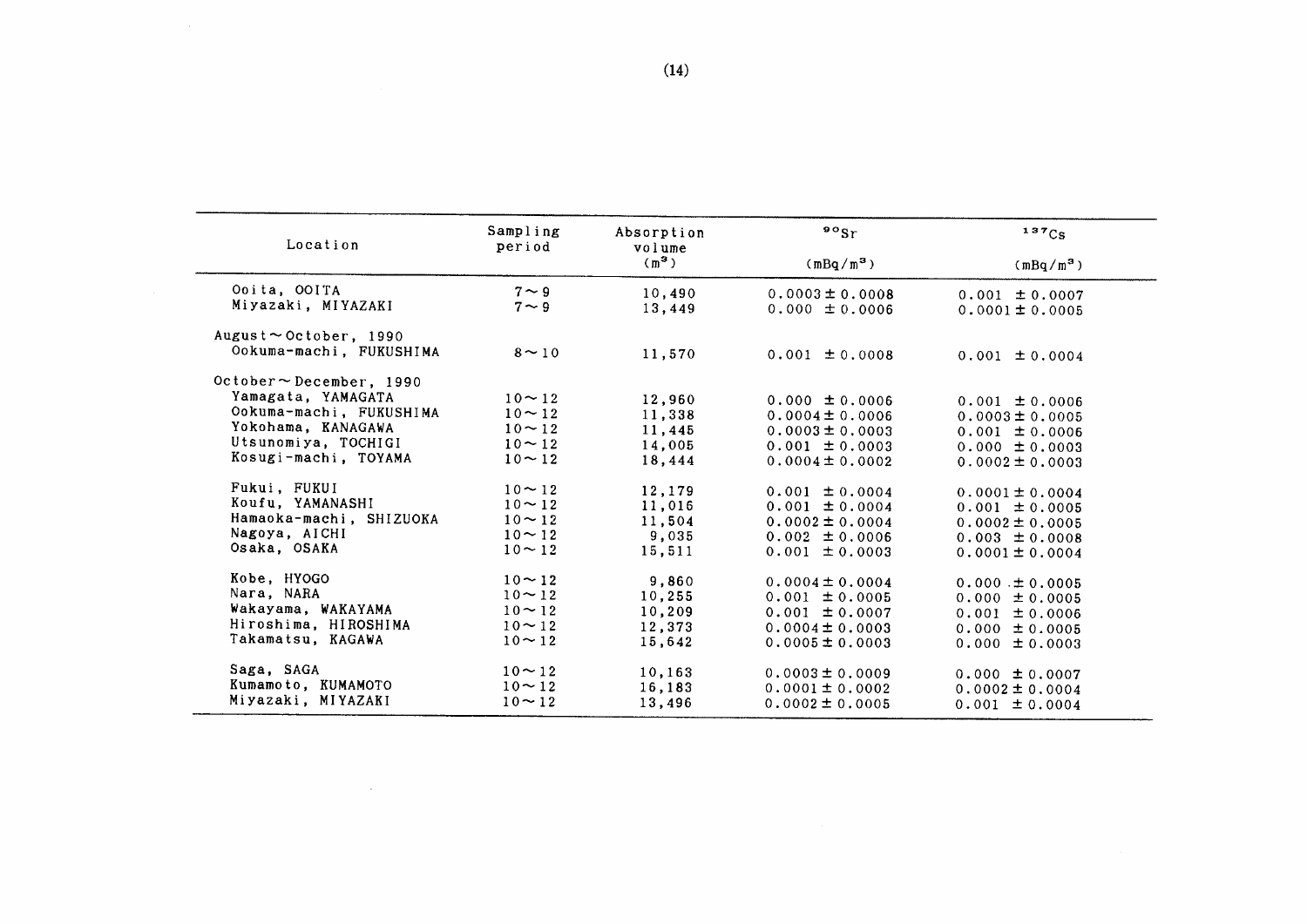| Location | Sampling period | Absorption volume ($m^3$) | $^{90}Sr$ ($mBq/m^3$) | $^{137}Cs$ ($mBq/m^3$) |
|---|---|---|---|---|
| Ooita, OOITA | 7～9 | 10,490 | 0.0003 ± 0.0008 | 0.001 ± 0.0007 |
| Miyazaki, MIYAZAKI | 7～9 | 13,449 | 0.000 ± 0.0006 | 0.0001 ± 0.0005 |
| August～October, 1990 | | | | |
| Ookuma-machi, FUKUSHIMA | 8～10 | 11,570 | 0.001 ± 0.0008 | 0.001 ± 0.0004 |
| October～December, 1990 | | | | |
| Yamagata, YAMAGATA | 10～12 | 12,960 | 0.000 ± 0.0006 | 0.001 ± 0.0006 |
| Ookuma-machi, FUKUSHIMA | 10～12 | 11,338 | 0.0004 ± 0.0006 | 0.0003 ± 0.0005 |
| Yokohama, KANAGAWA | 10～12 | 11,445 | 0.0003 ± 0.0003 | 0.001 ± 0.0006 |
| Utsunomiya, TOCHIGI | 10～12 | 14,005 | 0.001 ± 0.0003 | 0.000 ± 0.0003 |
| Kosugi-machi, TOYAMA | 10～12 | 18,444 | 0.0004 ± 0.0002 | 0.0002 ± 0.0003 |
| Fukui, FUKUI | 10～12 | 12,179 | 0.001 ± 0.0004 | 0.0001 ± 0.0004 |
| Koufu, YAMANASHI | 10～12 | 11,016 | 0.001 ± 0.0004 | 0.001 ± 0.0005 |
| Hamaoka-machi, SHIZUOKA | 10～12 | 11,504 | 0.0002 ± 0.0004 | 0.0002 ± 0.0005 |
| Nagoya, AICHI | 10～12 | 9,035 | 0.002 ± 0.0006 | 0.003 ± 0.0008 |
| Osaka, OSAKA | 10～12 | 15,511 | 0.001 ± 0.0003 | 0.0001 ± 0.0004 |
| Kobe, HYOGO | 10～12 | 9,860 | 0.0004 ± 0.0004 | 0.000 ± 0.0005 |
| Nara, NARA | 10～12 | 10,255 | 0.001 ± 0.0005 | 0.000 ± 0.0005 |
| Wakayama, WAKAYAMA | 10～12 | 10,209 | 0.001 ± 0.0007 | 0.001 ± 0.0006 |
| Hiroshima, HIROSHIMA | 10～12 | 12,373 | 0.0004 ± 0.0003 | 0.000 ± 0.0005 |
| Takamatsu, KAGAWA | 10～12 | 15,642 | 0.0005 ± 0.0003 | 0.000 ± 0.0003 |
| Saga, SAGA | 10～12 | 10,163 | 0.0003 ± 0.0009 | 0.000 ± 0.0007 |
| Kumamoto, KUMAMOTO | 10～12 | 16,183 | 0.0001 ± 0.0002 | 0.0002 ± 0.0004 |
| Miyazaki, MIYAZAKI | 10～12 | 13,496 | 0.0002 ± 0.0005 | 0.001 ± 0.0004 |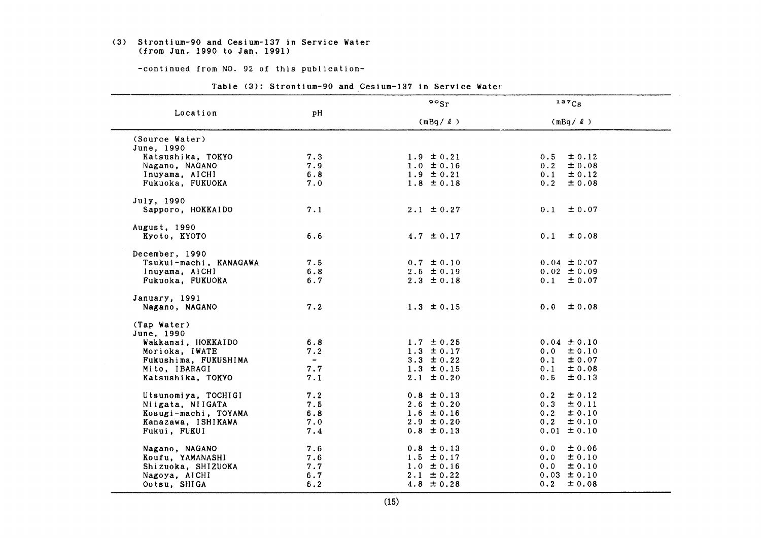(3) Strontium-90 and Cesium-137 in Service Water
(from Jun. 1990 to Jan. 1991)

-continued from NO. 92 of this publication-

Table (3): Strontium-90 and Cesium-137 in Service Water

| Location | pH | $^{90}Sr$ (mBq/ℓ) | $^{137}Cs$ (mBq/ℓ) |
|---|---|---|---|
| (Source Water) | | | |
| June, 1990 | | | |
| Katsushika, TOKYO | 7.3 | 1.9 ±0.21 | 0.5 ±0.12 |
| Nagano, NAGANO | 7.9 | 1.0 ±0.16 | 0.2 ±0.08 |
| Inuyama, AICHI | 6.8 | 1.9 ±0.21 | 0.1 ±0.12 |
| Fukuoka, FUKUOKA | 7.0 | 1.8 ±0.18 | 0.2 ±0.08 |
| July, 1990 | | | |
| Sapporo, HOKKAIDO | 7.1 | 2.1 ±0.27 | 0.1 ±0.07 |
| August, 1990 | | | |
| Kyoto, KYOTO | 6.6 | 4.7 ±0.17 | 0.1 ±0.08 |
| December, 1990 | | | |
| Tsukui-machi, KANAGAWA | 7.5 | 0.7 ±0.10 | 0.04 ±0.07 |
| Inuyama, AICHI | 6.8 | 2.5 ±0.19 | 0.02 ±0.09 |
| Fukuoka, FUKUOKA | 6.7 | 2.3 ±0.18 | 0.1 ±0.07 |
| January, 1991 | | | |
| Nagano, NAGANO | 7.2 | 1.3 ±0.15 | 0.0 ±0.08 |
| (Tap Water) | | | |
| June, 1990 | | | |
| Wakkanai, HOKKAIDO | 6.8 | 1.7 ±0.25 | 0.04 ±0.10 |
| Morioka, IWATE | 7.2 | 1.3 ±0.17 | 0.0 ±0.10 |
| Fukushima, FUKUSHIMA | - | 3.3 ±0.22 | 0.1 ±0.07 |
| Mito, IBARAGI | 7.7 | 1.3 ±0.15 | 0.1 ±0.08 |
| Katsushika, TOKYO | 7.1 | 2.1 ±0.20 | 0.5 ±0.13 |
| Utsunomiya, TOCHIGI | 7.2 | 0.8 ±0.13 | 0.2 ±0.12 |
| Niigata, NIIGATA | 7.5 | 2.6 ±0.20 | 0.3 ±0.11 |
| Kosugi-machi, TOYAMA | 6.8 | 1.6 ±0.16 | 0.2 ±0.10 |
| Kanazawa, ISHIKAWA | 7.0 | 2.9 ±0.20 | 0.2 ±0.10 |
| Fukui, FUKUI | 7.4 | 0.8 ±0.13 | 0.01 ±0.10 |
| Nagano, NAGANO | 7.6 | 0.8 ±0.13 | 0.0 ±0.06 |
| Koufu, YAMANASHI | 7.6 | 1.5 ±0.17 | 0.0 ±0.10 |
| Shizuoka, SHIZUOKA | 7.7 | 1.0 ±0.16 | 0.0 ±0.10 |
| Nagoya, AICHI | 6.7 | 2.1 ±0.22 | 0.03 ±0.10 |
| Ootsu, SHIGA | 6.2 | 4.8 ±0.28 | 0.2 ±0.08 |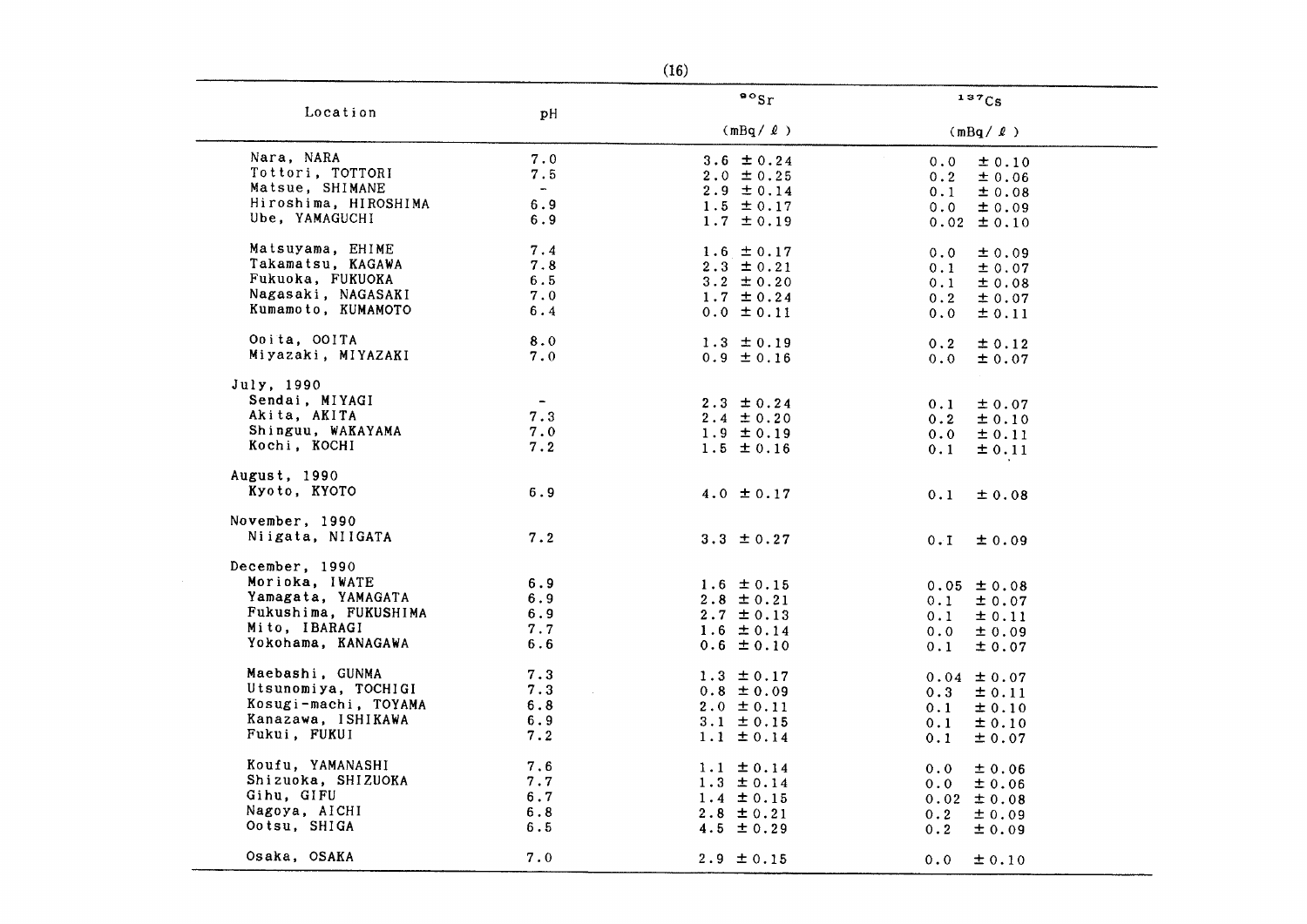| Location | pH | $^{90}Sr$ (mBq/ℓ) | $^{137}Cs$ (mBq/ℓ) |
|---|---|---|---|
| Nara, NARA | 7.0 | 3.6 ±0.24 | 0.0 ±0.10 |
| Tottori, TOTTORI | 7.5 | 2.0 ±0.25 | 0.2 ±0.06 |
| Matsue, SHIMANE | - | 2.9 ±0.14 | 0.1 ±0.08 |
| Hiroshima, HIROSHIMA | 6.9 | 1.5 ±0.17 | 0.0 ±0.09 |
| Ube, YAMAGUCHI | 6.9 | 1.7 ±0.19 | 0.02 ±0.10 |
| Matsuyama, EHIME | 7.4 | 1.6 ±0.17 | 0.0 ±0.09 |
| Takamatsu, KAGAWA | 7.8 | 2.3 ±0.21 | 0.1 ±0.07 |
| Fukuoka, FUKUOKA | 6.5 | 3.2 ±0.20 | 0.1 ±0.08 |
| Nagasaki, NAGASAKI | 7.0 | 1.7 ±0.24 | 0.2 ±0.07 |
| Kumamoto, KUMAMOTO | 6.4 | 0.0 ±0.11 | 0.0 ±0.11 |
| Ooita, OOITA | 8.0 | 1.3 ±0.19 | 0.2 ±0.12 |
| Miyazaki, MIYAZAKI | 7.0 | 0.9 ±0.16 | 0.0 ±0.07 |
| July, 1990 | | | |
| Sendai, MIYAGI | - | 2.3 ±0.24 | 0.1 ±0.07 |
| Akita, AKITA | 7.3 | 2.4 ±0.20 | 0.2 ±0.10 |
| Shinguu, WAKAYAMA | 7.0 | 1.9 ±0.19 | 0.0 ±0.11 |
| Kochi, KOCHI | 7.2 | 1.5 ±0.16 | 0.1 ±0.11 |
| August, 1990 | | | |
| Kyoto, KYOTO | 6.9 | 4.0 ±0.17 | 0.1 ±0.08 |
| November, 1990 | | | |
| Niigata, NIIGATA | 7.2 | 3.3 ±0.27 | 0.I ±0.09 |
| December, 1990 | | | |
| Morioka, IWATE | 6.9 | 1.6 ±0.15 | 0.05 ±0.08 |
| Yamagata, YAMAGATA | 6.9 | 2.8 ±0.21 | 0.1 ±0.07 |
| Fukushima, FUKUSHIMA | 6.9 | 2.7 ±0.13 | 0.1 ±0.11 |
| Mito, IBARAGI | 7.7 | 1.6 ±0.14 | 0.0 ±0.09 |
| Yokohama, KANAGAWA | 6.6 | 0.6 ±0.10 | 0.1 ±0.07 |
| Maebashi, GUNMA | 7.3 | 1.3 ±0.17 | 0.04 ±0.07 |
| Utsunomiya, TOCHIGI | 7.3 | 0.8 ±0.09 | 0.3 ±0.11 |
| Kosugi-machi, TOYAMA | 6.8 | 2.0 ±0.11 | 0.1 ±0.10 |
| Kanazawa, ISHIKAWA | 6.9 | 3.1 ±0.15 | 0.1 ±0.10 |
| Fukui, FUKUI | 7.2 | 1.1 ±0.14 | 0.1 ±0.07 |
| Koufu, YAMANASHI | 7.6 | 1.1 ±0.14 | 0.0 ±0.06 |
| Shizuoka, SHIZUOKA | 7.7 | 1.3 ±0.14 | 0.0 ±0.06 |
| Gihu, GIFU | 6.7 | 1.4 ±0.15 | 0.02 ±0.08 |
| Nagoya, AICHI | 6.8 | 2.8 ±0.21 | 0.2 ±0.09 |
| Ootsu, SHIGA | 6.5 | 4.5 ±0.29 | 0.2 ±0.09 |
| Osaka, OSAKA | 7.0 | 2.9 ±0.15 | 0.0 ±0.10 |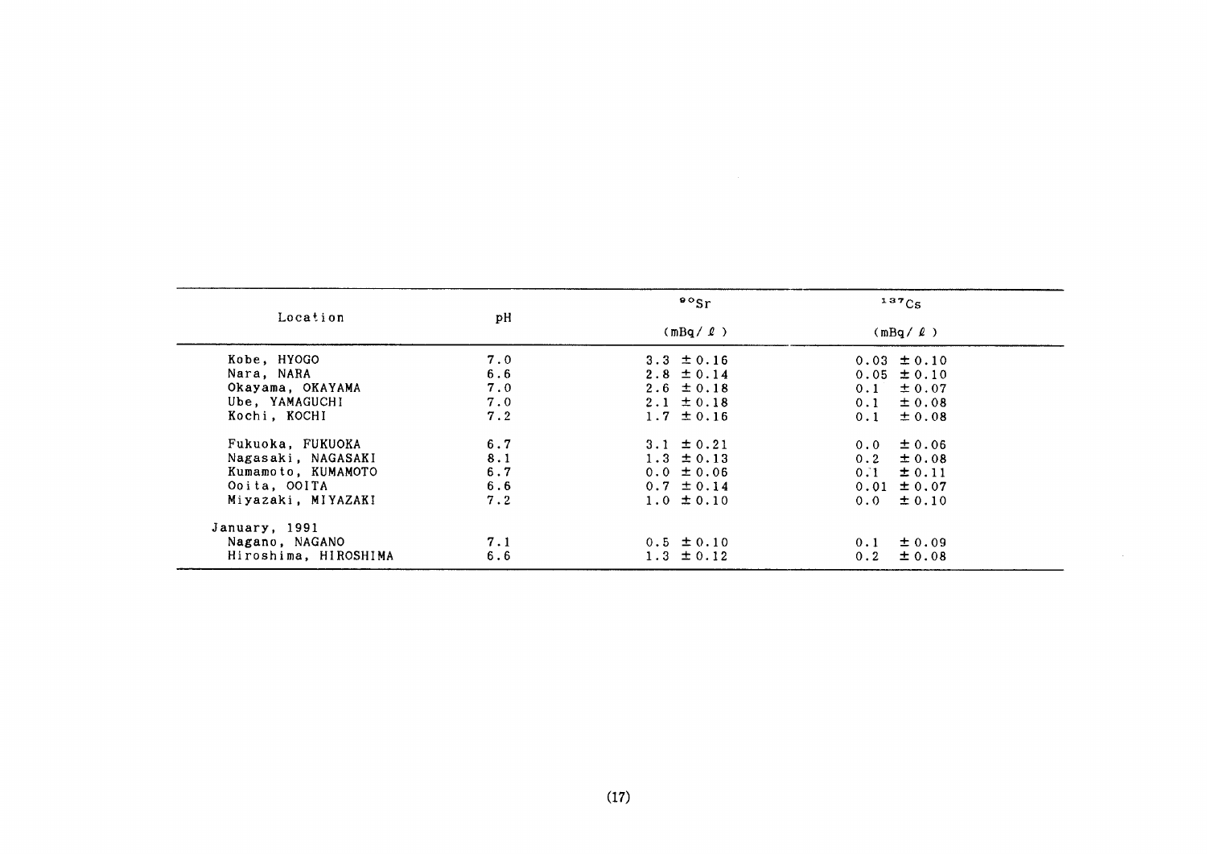| Location | pH | $^{90}Sr$ (mBq/ℓ) | $^{137}Cs$ (mBq/ℓ) |
|---|---|---|---|
| Kobe, HYOGO | 7.0 | 3.3 ±0.16 | 0.03 ±0.10 |
| Nara, NARA | 6.6 | 2.8 ±0.14 | 0.05 ±0.10 |
| Okayama, OKAYAMA | 7.0 | 2.6 ±0.18 | 0.1 ±0.07 |
| Ube, YAMAGUCHI | 7.0 | 2.1 ±0.18 | 0.1 ±0.08 |
| Kochi, KOCHI | 7.2 | 1.7 ±0.16 | 0.1 ±0.08 |
| Fukuoka, FUKUOKA | 6.7 | 3.1 ±0.21 | 0.0 ±0.06 |
| Nagasaki, NAGASAKI | 8.1 | 1.3 ±0.13 | 0.2 ±0.08 |
| Kumamoto, KUMAMOTO | 6.7 | 0.0 ±0.06 | 0.1 ±0.11 |
| Ooita, OOITA | 6.6 | 0.7 ±0.14 | 0.01 ±0.07 |
| Miyazaki, MIYAZAKI | 7.2 | 1.0 ±0.10 | 0.0 ±0.10 |
| January, 1991 | | | |
| Nagano, NAGANO | 7.1 | 0.5 ±0.10 | 0.1 ±0.09 |
| Hiroshima, HIROSHIMA | 6.6 | 1.3 ±0.12 | 0.2 ±0.08 |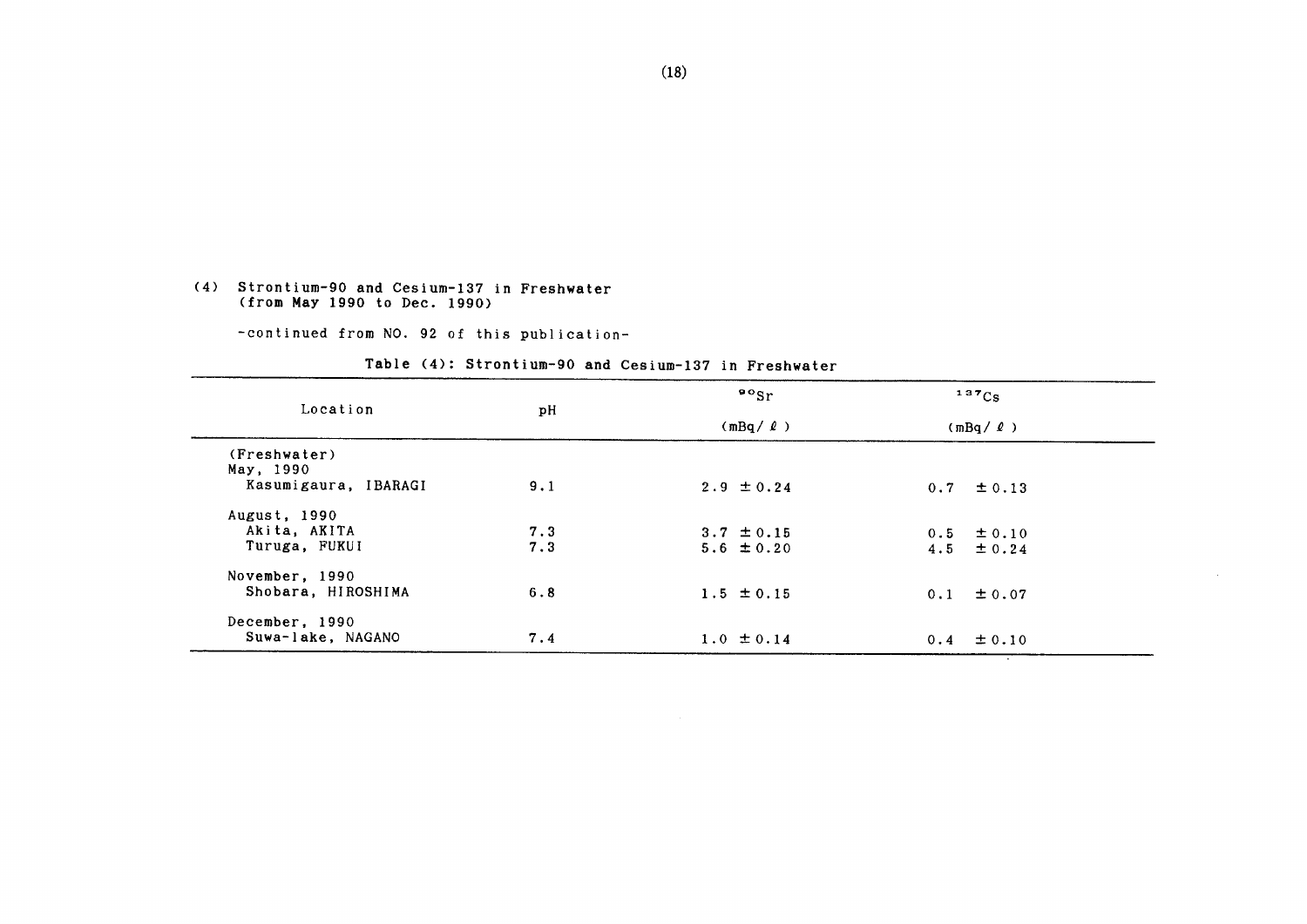(4) Strontium-90 and Cesium-137 in Freshwater
(from May 1990 to Dec. 1990)

-continued from NO. 92 of this publication-

**Table (4): Strontium-90 and Cesium-137 in Freshwater**

| Location | pH | $^{90}Sr$ (mBq/ℓ) | $^{137}Cs$ (mBq/ℓ) |
|---|---|---|---|
| (Freshwater) | | | |
| May, 1990 | | | |
| Kasumigaura, IBARAGI | 9.1 | 2.9 ± 0.24 | 0.7 ± 0.13 |
| August, 1990 | | | |
| Akita, AKITA | 7.3 | 3.7 ± 0.15 | 0.5 ± 0.10 |
| Turuga, FUKUI | 7.3 | 5.6 ± 0.20 | 4.5 ± 0.24 |
| November, 1990 | | | |
| Shobara, HIROSHIMA | 6.8 | 1.5 ± 0.15 | 0.1 ± 0.07 |
| December, 1990 | | | |
| Suwa-lake, NAGANO | 7.4 | 1.0 ± 0.14 | 0.4 ± 0.10 |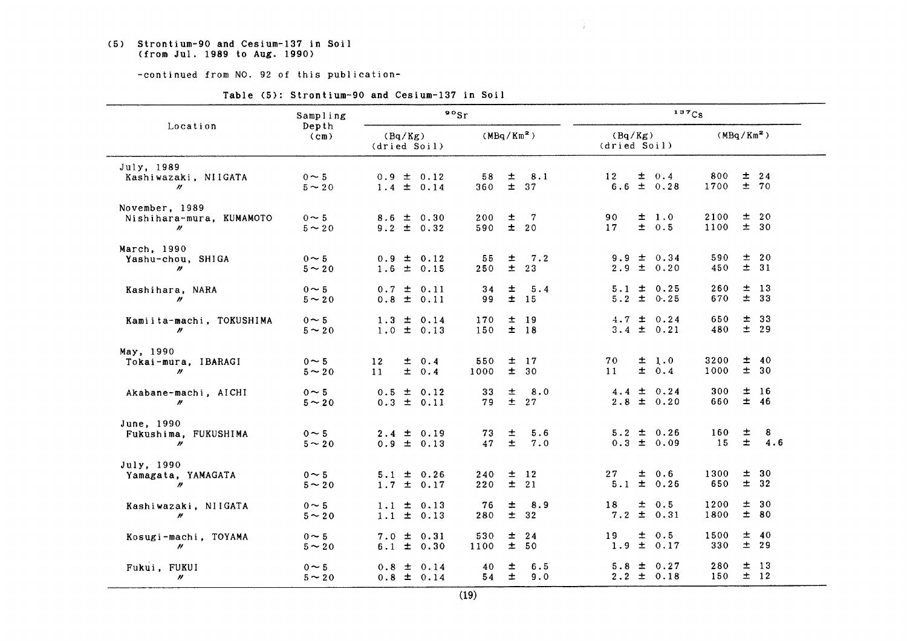## (5) Strontium-90 and Cesium-137 in Soil (from Jul. 1989 to Aug. 1990)

-continued from NO. 92 of this publication-

Table (5): Strontium-90 and Cesium-137 in Soil

| Location | Sampling Depth (cm) | $^{90}Sr$ | | $^{137}Cs$ | |
|---|---|---|---|---|---|
| | | (Bq/Kg) (dried Soil) | (MBq/Km$^2$) | (Bq/Kg) (dried Soil) | (MBq/Km$^2$) |
| July, 1989 | | | | | |
| Kashiwazaki, NIIGATA | 0～5 | 0.9 ± 0.12 | 58 ± 8.1 | 12 ± 0.4 | 800 ± 24 |
| 〃 | 5～20 | 1.4 ± 0.14 | 360 ± 37 | 6.6 ± 0.28 | 1700 ± 70 |
| November, 1989 | | | | | |
| Nishihara-mura, KUMAMOTO | 0～5 | 8.6 ± 0.30 | 200 ± 7 | 90 ± 1.0 | 2100 ± 20 |
| 〃 | 5～20 | 9.2 ± 0.32 | 590 ± 20 | 17 ± 0.5 | 1100 ± 30 |
| March, 1990 | | | | | |
| Yashu-chou, SHIGA | 0～5 | 0.9 ± 0.12 | 55 ± 7.2 | 9.9 ± 0.34 | 590 ± 20 |
| 〃 | 5～20 | 1.6 ± 0.15 | 250 ± 23 | 2.9 ± 0.20 | 450 ± 31 |
| Kashihara, NARA | 0～5 | 0.7 ± 0.11 | 34 ± 5.4 | 5.1 ± 0.25 | 260 ± 13 |
| 〃 | 5～20 | 0.8 ± 0.11 | 99 ± 15 | 5.2 ± 0.25 | 670 ± 33 |
| Kamiita-machi, TOKUSHIMA | 0～5 | 1.3 ± 0.14 | 170 ± 19 | 4.7 ± 0.24 | 650 ± 33 |
| 〃 | 5～20 | 1.0 ± 0.13 | 150 ± 18 | 3.4 ± 0.21 | 480 ± 29 |
| May, 1990 | | | | | |
| Tokai-mura, IBARAGI | 0～5 | 12 ± 0.4 | 550 ± 17 | 70 ± 1.0 | 3200 ± 40 |
| 〃 | 5～20 | 11 ± 0.4 | 1000 ± 30 | 11 ± 0.4 | 1000 ± 30 |
| Akabane-machi, AICHI | 0～5 | 0.5 ± 0.12 | 33 ± 8.0 | 4.4 ± 0.24 | 300 ± 16 |
| 〃 | 5～20 | 0.3 ± 0.11 | 79 ± 27 | 2.8 ± 0.20 | 660 ± 46 |
| June, 1990 | | | | | |
| Fukushima, FUKUSHIMA | 0～5 | 2.4 ± 0.19 | 73 ± 5.6 | 5.2 ± 0.26 | 160 ± 8 |
| 〃 | 5～20 | 0.9 ± 0.13 | 47 ± 7.0 | 0.3 ± 0.09 | 15 ± 4.6 |
| July, 1990 | | | | | |
| Yamagata, YAMAGATA | 0～5 | 5.1 ± 0.26 | 240 ± 12 | 27 ± 0.6 | 1300 ± 30 |
| 〃 | 5～20 | 1.7 ± 0.17 | 220 ± 21 | 5.1 ± 0.26 | 650 ± 32 |
| Kashiwazaki, NIIGATA | 0～5 | 1.1 ± 0.13 | 76 ± 8.9 | 18 ± 0.5 | 1200 ± 30 |
| 〃 | 5～20 | 1.1 ± 0.13 | 280 ± 32 | 7.2 ± 0.31 | 1800 ± 80 |
| Kosugi-machi, TOYAMA | 0～5 | 7.0 ± 0.31 | 530 ± 24 | 19 ± 0.5 | 1500 ± 40 |
| 〃 | 5～20 | 6.1 ± 0.30 | 1100 ± 50 | 1.9 ± 0.17 | 330 ± 29 |
| Fukui, FUKUI | 0～5 | 0.8 ± 0.14 | 40 ± 6.5 | 5.8 ± 0.27 | 280 ± 13 |
| 〃 | 5～20 | 0.8 ± 0.14 | 54 ± 9.0 | 2.2 ± 0.18 | 150 ± 12 |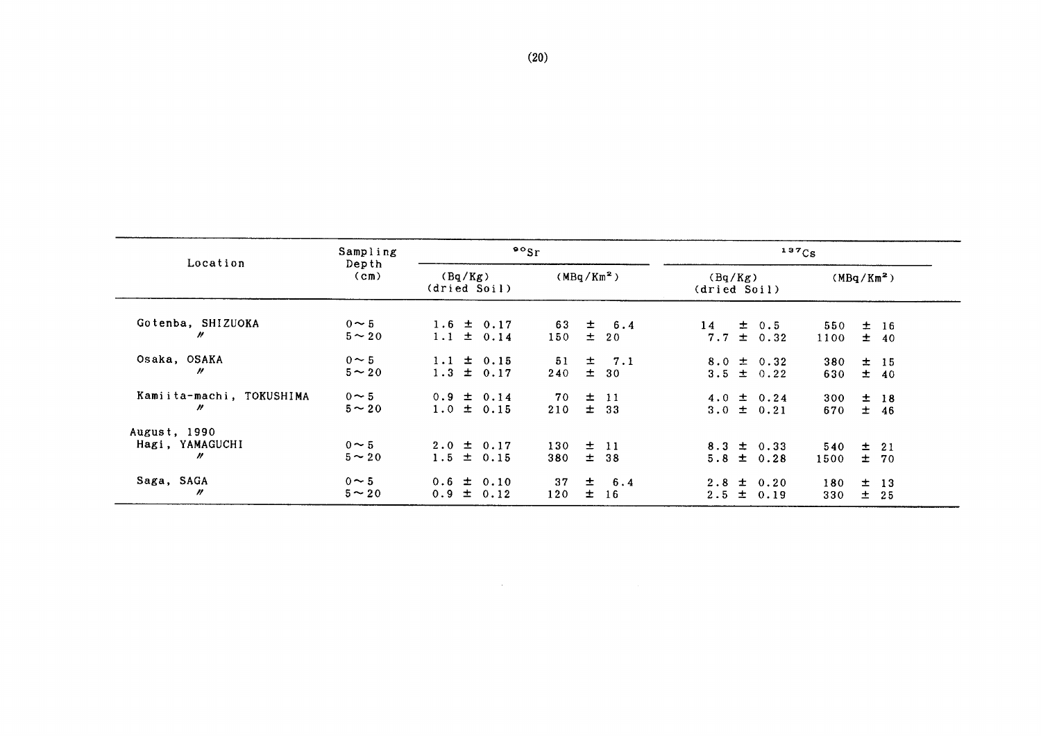| Location | Sampling Depth (cm) | $^{90}Sr$ | | $^{137}Cs$ | |
|---|---|---|---|---|---|
| | | (Bq/Kg) (dried Soil) | (MBq/Km$^2$) | (Bq/Kg) (dried Soil) | (MBq/Km$^2$) |
| Gotenba, SHIZUOKA | 0～5 | 1.6 ± 0.17 | 63 ± 6.4 | 14 ± 0.5 | 550 ± 16 |
| 〃 | 5～20 | 1.1 ± 0.14 | 150 ± 20 | 7.7 ± 0.32 | 1100 ± 40 |
| Osaka, OSAKA | 0～5 | 1.1 ± 0.15 | 51 ± 7.1 | 8.0 ± 0.32 | 380 ± 15 |
| 〃 | 5～20 | 1.3 ± 0.17 | 240 ± 30 | 3.5 ± 0.22 | 630 ± 40 |
| Kamiita-machi, TOKUSHIMA | 0～5 | 0.9 ± 0.14 | 70 ± 11 | 4.0 ± 0.24 | 300 ± 18 |
| 〃 | 5～20 | 1.0 ± 0.15 | 210 ± 33 | 3.0 ± 0.21 | 670 ± 46 |
| August, 1990 | | | | | |
| Hagi, YAMAGUCHI | 0～5 | 2.0 ± 0.17 | 130 ± 11 | 8.3 ± 0.33 | 540 ± 21 |
| 〃 | 5～20 | 1.5 ± 0.15 | 380 ± 38 | 5.8 ± 0.28 | 1500 ± 70 |
| Saga, SAGA | 0～5 | 0.6 ± 0.10 | 37 ± 6.4 | 2.8 ± 0.20 | 180 ± 13 |
| 〃 | 5～20 | 0.9 ± 0.12 | 120 ± 16 | 2.5 ± 0.19 | 330 ± 25 |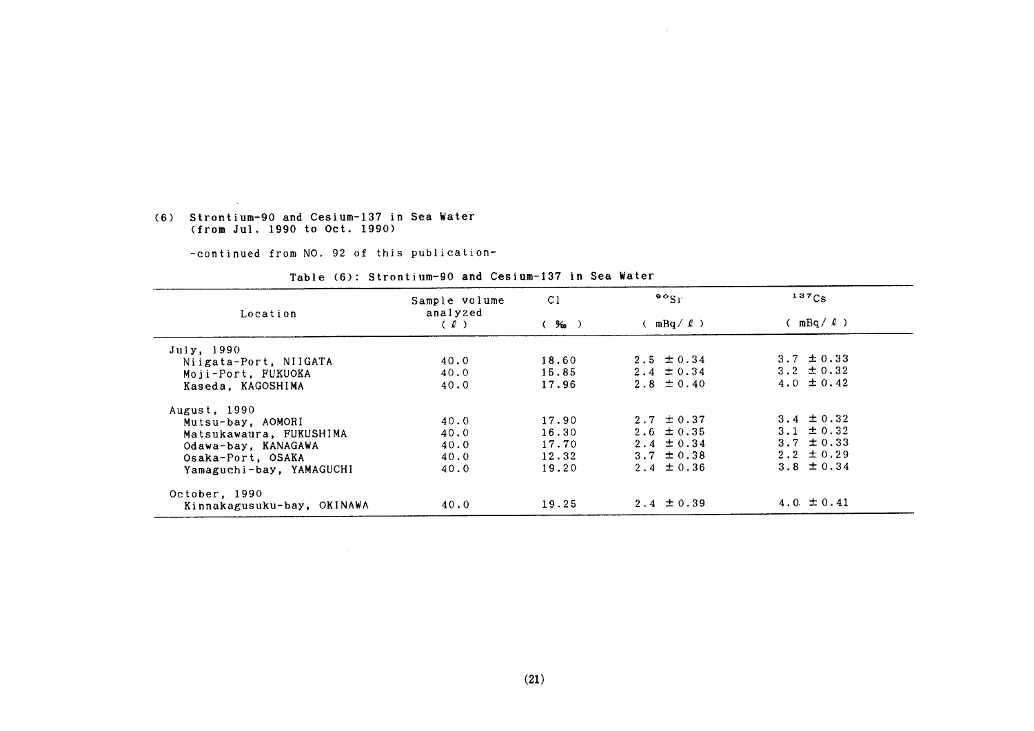(6) Strontium-90 and Cesium-137 in Sea Water
(from Jul. 1990 to Oct. 1990)

-continued from NO. 92 of this publication-

Table (6): Strontium-90 and Cesium-137 in Sea Water

| Location | Sample volume analyzed (ℓ) | Cl (‰) | $^{90}Sr$ (mBq/ℓ) | $^{137}Cs$ (mBq/ℓ) |
|---|---|---|---|---|
| July, 1990 | | | | |
| Niigata-Port, NIIGATA | 40.0 | 18.60 | 2.5 ± 0.34 | 3.7 ± 0.33 |
| Moji-Port, FUKUOKA | 40.0 | 15.85 | 2.4 ± 0.34 | 3.2 ± 0.32 |
| Kaseda, KAGOSHIMA | 40.0 | 17.96 | 2.8 ± 0.40 | 4.0 ± 0.42 |
| August, 1990 | | | | |
| Mutsu-bay, AOMORI | 40.0 | 17.90 | 2.7 ± 0.37 | 3.4 ± 0.32 |
| Matsukawaura, FUKUSHIMA | 40.0 | 16.30 | 2.6 ± 0.35 | 3.1 ± 0.32 |
| Odawa-bay, KANAGAWA | 40.0 | 17.70 | 2.4 ± 0.34 | 3.7 ± 0.33 |
| Osaka-Port, OSAKA | 40.0 | 12.32 | 3.7 ± 0.38 | 2.2 ± 0.29 |
| Yamaguchi-bay, YAMAGUCHI | 40.0 | 19.20 | 2.4 ± 0.36 | 3.8 ± 0.34 |
| October, 1990 | | | | |
| Kinnakagusuku-bay, OKINAWA | 40.0 | 19.25 | 2.4 ± 0.39 | 4.0 ± 0.41 |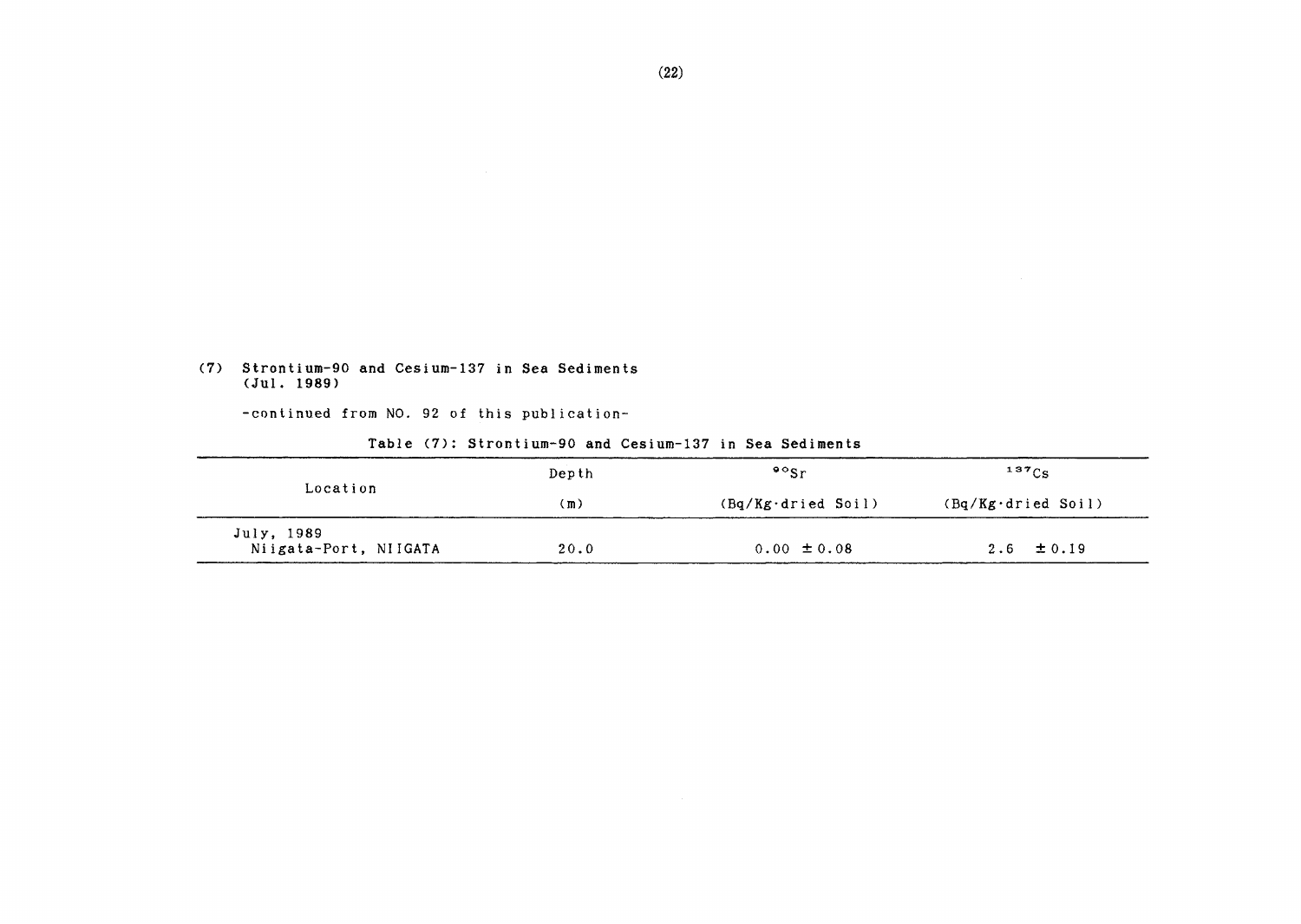(7) Strontium-90 and Cesium-137 in Sea Sediments
(Jul. 1989)

-continued from NO. 92 of this publication-

Table (7): Strontium-90 and Cesium-137 in Sea Sediments

| Location | Depth | $^{90}Sr$ | $^{137}Cs$ |
|---|---|---|---|
| | (m) | (Bq/Kg·dried Soil) | (Bq/Kg·dried Soil) |
| July, 1989<br>Niigata-Port, NIIGATA | 20.0 | 0.00 ±0.08 | 2.6 ±0.19 |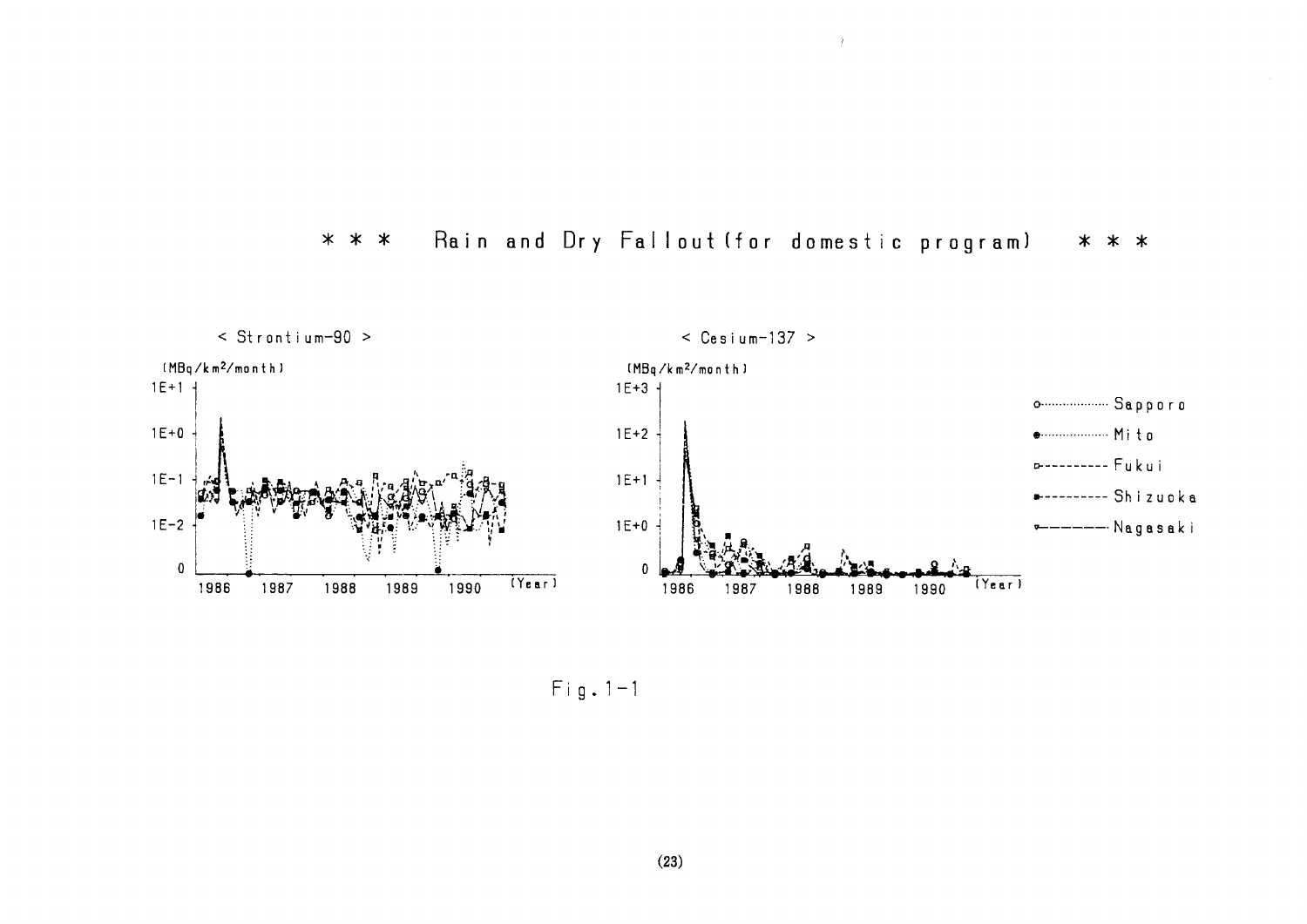# * * * Rain and Dry Fallout (for domestic program) * * *

< Strontium-90 >

< Cesium-137 >

Fig. 1-1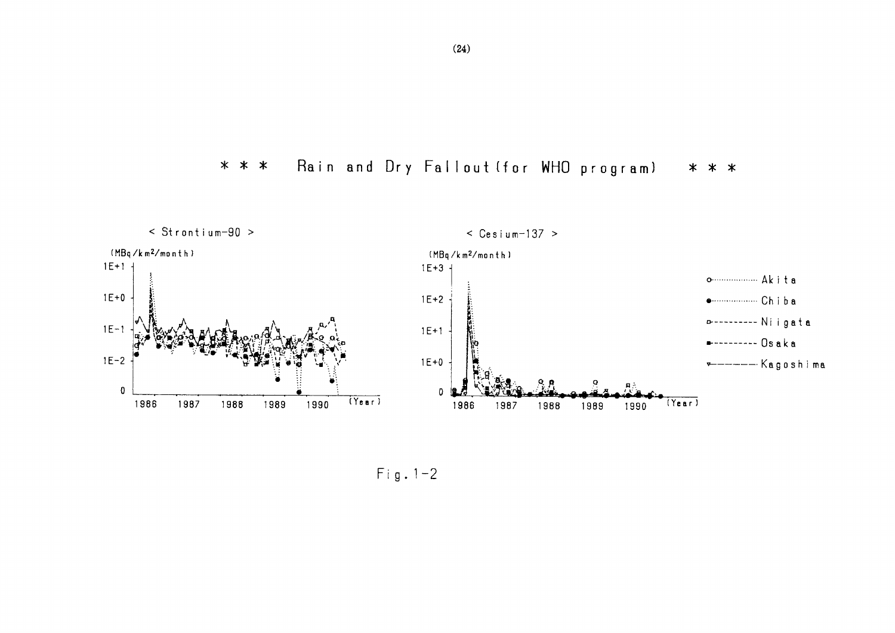# * * * Rain and Dry Fallout (for WHO program) * * *

< Strontium-90 >

(MBq/km²/month)

1E+1

1E+0

1E-1

1E-2

0

1986 1987 1988 1989 1990 (Year)

< Cesium-137 >

(MBq/km²/month)

1E+3

1E+2

1E+1

1E+0

0

1986 1987 1988 1989 1990 (Year)

- Akita
- Chiba
- Niigata
- Osaka
- Kagoshima

Fig. 1-2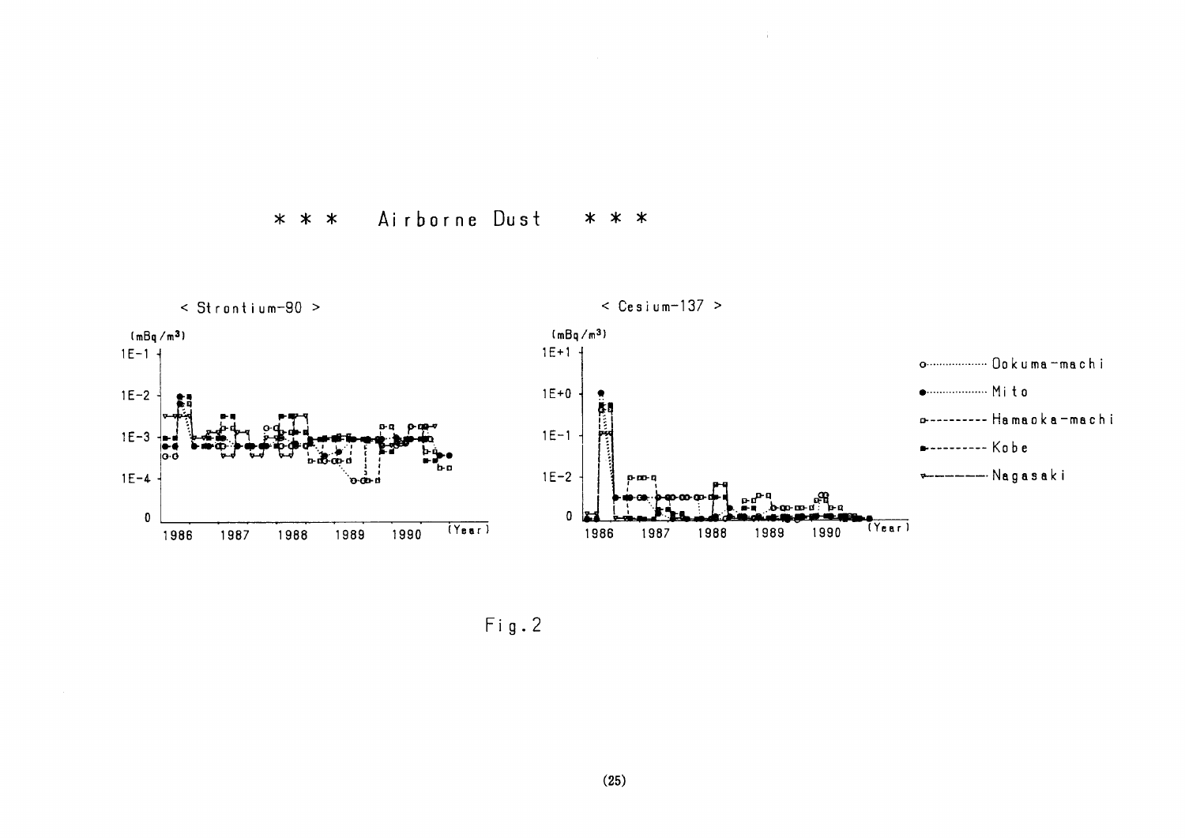# * * * Airborne Dust * * *

< Strontium-90 >

(mBq/m³)

1E-1

1E-2

1E-3

1E-4

0

1986 1987 1988 1989 1990 (Year)

< Cesium-137 >

(mBq/m³)

1E+1

1E+0

1E-1

1E-2

0

1986 1987 1988 1989 1990 (Year)

○ Ookuma-machi

● Mito

□ Hamaoka-machi

■ Kobe

▽ Nagasaki

Fig.2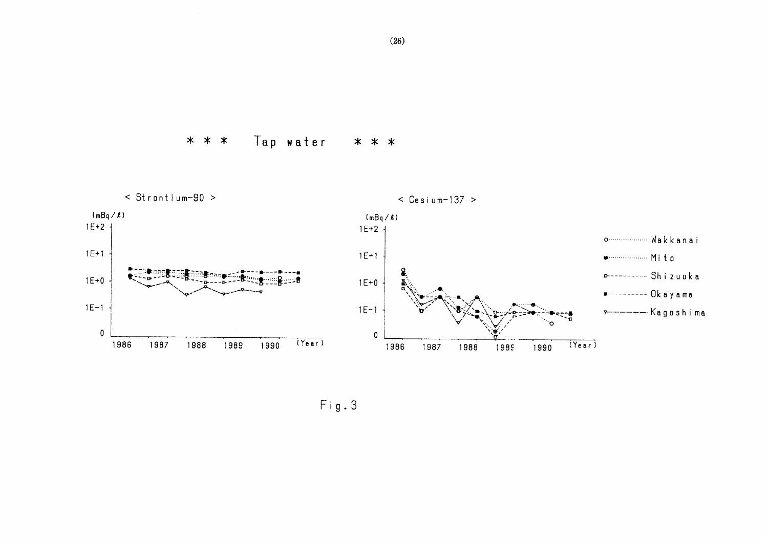\* \* \* Tap water \* \* \*

< Strontium-90 >

(mBq/ℓ)

1E+2

1E+1

1E+0

1E−1

0

1986 1987 1988 1989 1990 (Year)

< Cesium-137 >

(mBq/ℓ)

1E+2

1E+1

1E+0

1E−1

0

1986 1987 1988 1989 1990 (Year)

- Wakkanai
- Mito
- Shizuoka
- Okayama
- Kagoshima

Fig.3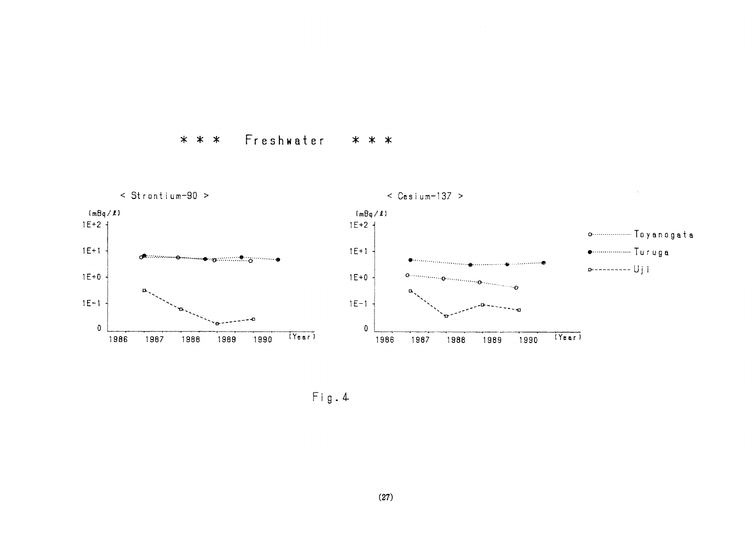\*\*\* Freshwater \*\*\*

< Strontium-90 >

(mBq/ℓ)

1E+2, 1E+1, 1E+0, 1E-1, 0

1986 1987 1988 1989 1990 (Year)

< Cesium-137 >

(mBq/ℓ)

1E+2, 1E+1, 1E+0, 1E-1, 0

1986 1987 1988 1989 1990 (Year)

Toyanogata

Turuga

Uji

Fig.4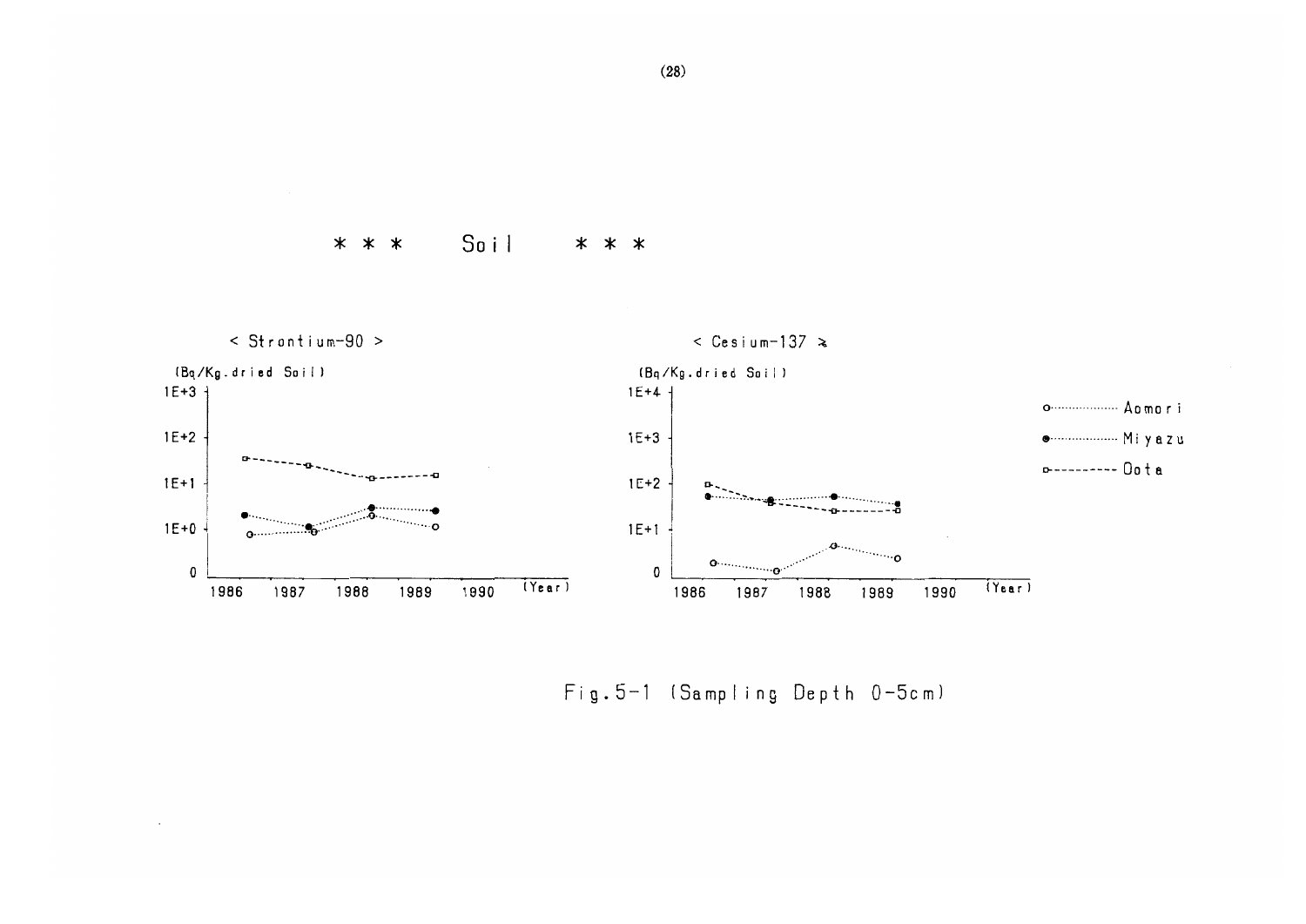### \* \* \* Soil \* \* \*

< Strontium-90 >

(Bq/Kg.dried Soil)

< Cesium-137 >

(Bq/Kg.dried Soil)

Aomori

Miyazu

Oota

Fig.5-1 (Sampling Depth 0-5cm)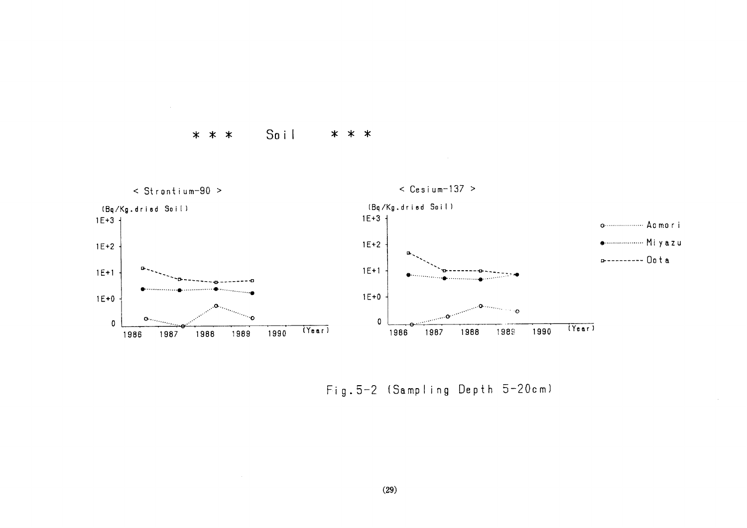# * * * Soil * * *

< Strontium-90 >

(Bq/Kg.dried Soil)

1E+3

1E+2

1E+1

1E+0

0

1986 1987 1988 1989 1990 (Year)

< Cesium-137 >

(Bq/Kg.dried Soil)

1E+3

1E+2

1E+1

1E+0

0

1986 1987 1988 1989 1990 (Year)

o·················· Aomori

●·················· Miyazu

□---------- Oota

Fig.5-2 (Sampling Depth 5-20cm)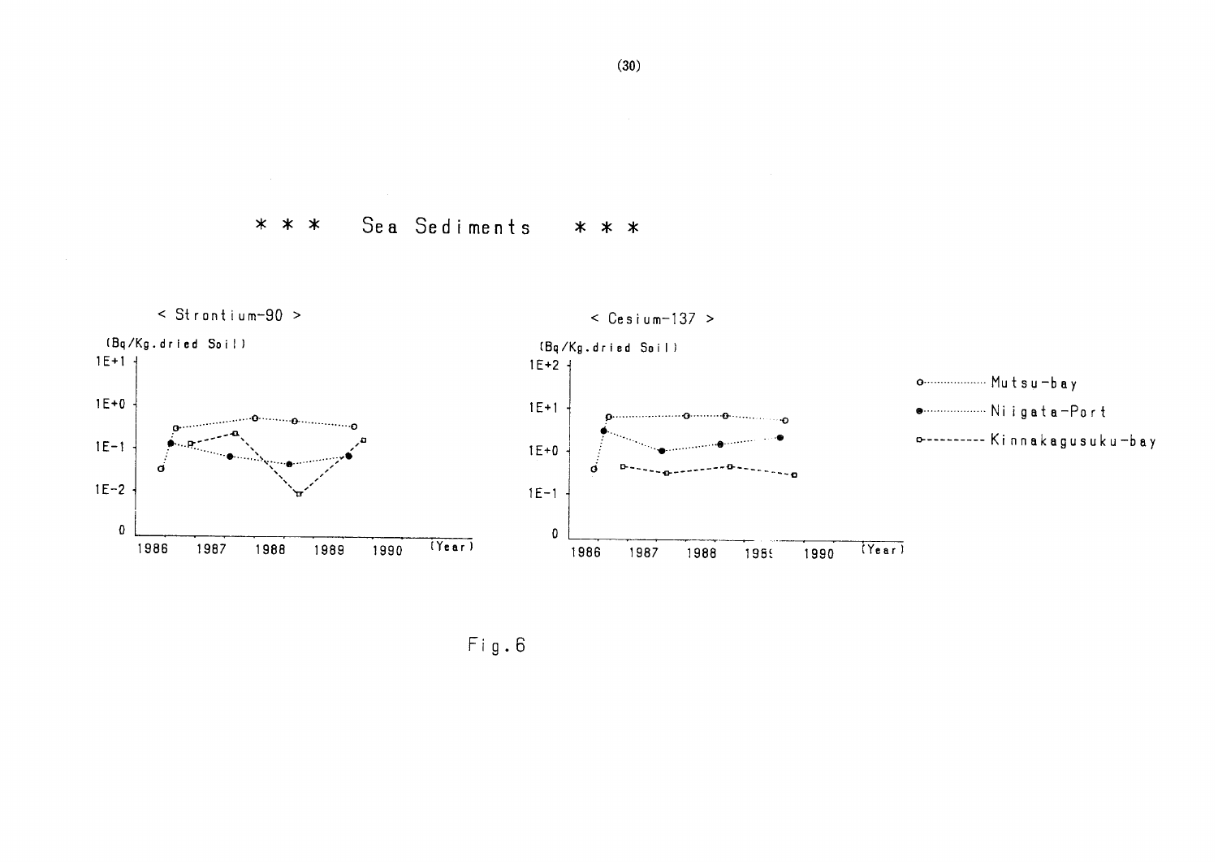# * * * Sea Sediments * * *

< Strontium-90 >

(Bq/Kg.dried Soil)

1E+1

1E+0

1E−1

1E−2

0

1986 1987 1988 1989 1990 (Year)

< Cesium-137 >

(Bq/Kg.dried Soil)

1E+2

1E+1

1E+0

1E−1

0

1986 1987 1988 1989 1990 (Year)

o·········· Mutsu−bay

●·········· Niigata−Port

□--------- Kinnakagusuku−bay

Fig.6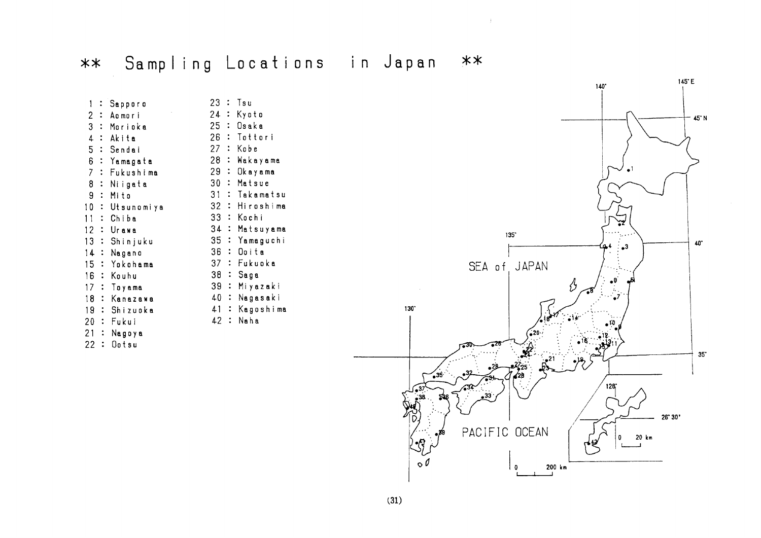# ** Sampling Locations in Japan **

1 : Sapporo
2 : Aomori
3 : Morioka
4 : Akita
5 : Sendai
6 : Yamagata
7 : Fukushima
8 : Niigata
9 : Mito
10 : Utsunomiya
11 : Chiba
12 : Urawa
13 : Shinjuku
14 : Nagano
15 : Yokohama
16 : Kouhu
17 : Toyama
18 : Kanazawa
19 : Shizuoka
20 : Fukui
21 : Nagoya
22 : Ootsu
23 : Tsu
24 : Kyoto
25 : Osaka
26 : Tottori
27 : Kobe
28 : Wakayama
29 : Okayama
30 : Matsue
31 : Takamatsu
32 : Hiroshima
33 : Kochi
34 : Matsuyama
35 : Yamaguchi
36 : Ooita
37 : Fukuoka
38 : Saga
39 : Miyazaki
40 : Nagasaki
41 : Kagoshima
42 : Naha

140°
145°E
45°N
135°
40°
SEA of JAPAN
130°
35°
128°
26°30'
PACIFIC OCEAN
0 20 km
0 200 km